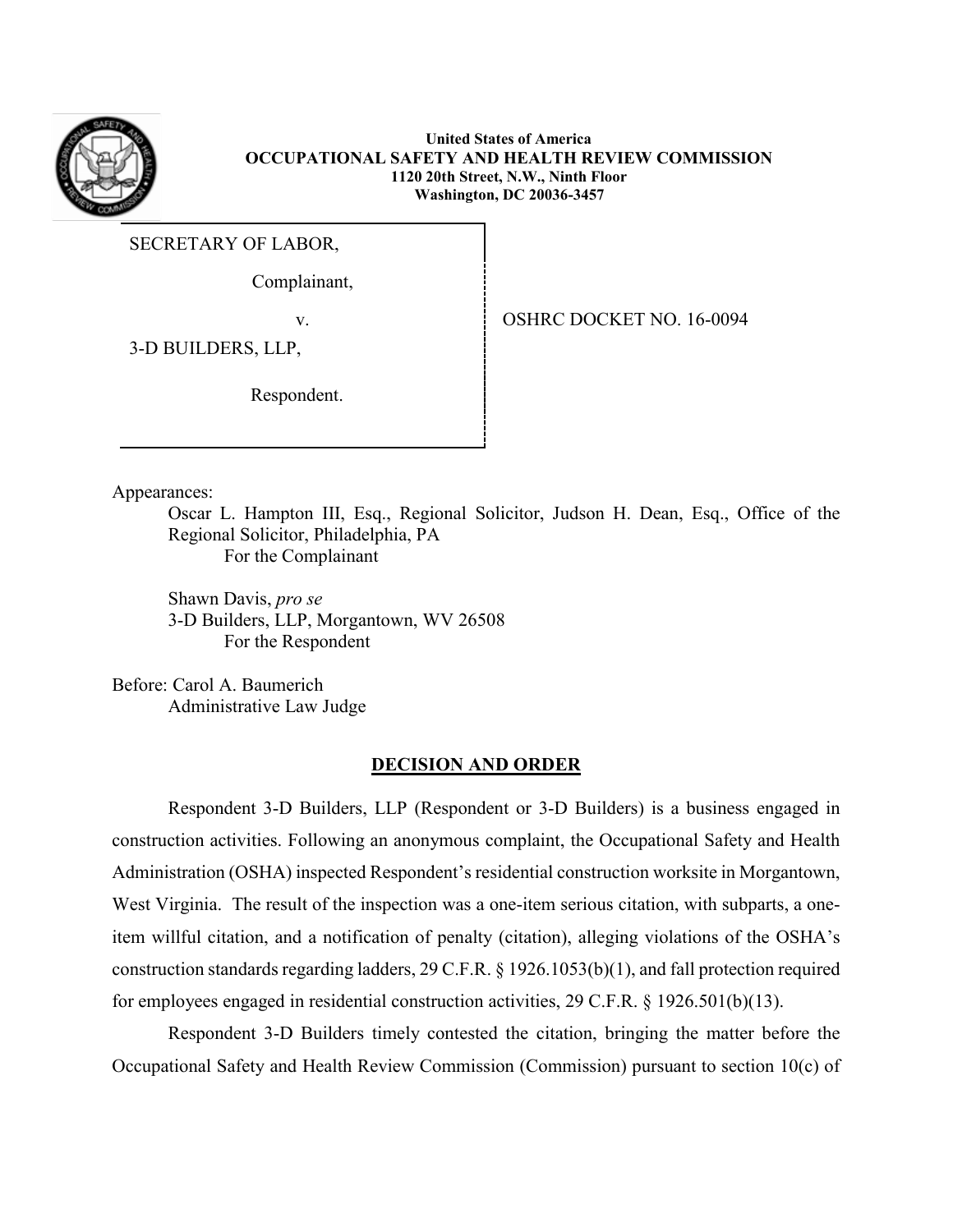**United States of America**
**OCCUPATIONAL SAFETY AND HEALTH REVIEW COMMISSION**
**1120 20th Street, N.W., Ninth Floor**
**Washington, DC 20036-3457**

SECRETARY OF LABOR,

Complainant,

v.

3-D BUILDERS, LLP,

Respondent.

OSHRC DOCKET NO. 16-0094

Appearances:

Oscar L. Hampton III, Esq., Regional Solicitor, Judson H. Dean, Esq., Office of the Regional Solicitor, Philadelphia, PA
For the Complainant

Shawn Davis, *pro se*
3-D Builders, LLP, Morgantown, WV 26508
For the Respondent

Before: Carol A. Baumerich
Administrative Law Judge

## DECISION AND ORDER

Respondent 3-D Builders, LLP (Respondent or 3-D Builders) is a business engaged in construction activities. Following an anonymous complaint, the Occupational Safety and Health Administration (OSHA) inspected Respondent's residential construction worksite in Morgantown, West Virginia. The result of the inspection was a one-item serious citation, with subparts, a one-item willful citation, and a notification of penalty (citation), alleging violations of the OSHA's construction standards regarding ladders, 29 C.F.R. § 1926.1053(b)(1), and fall protection required for employees engaged in residential construction activities, 29 C.F.R. § 1926.501(b)(13).

Respondent 3-D Builders timely contested the citation, bringing the matter before the Occupational Safety and Health Review Commission (Commission) pursuant to section 10(c) of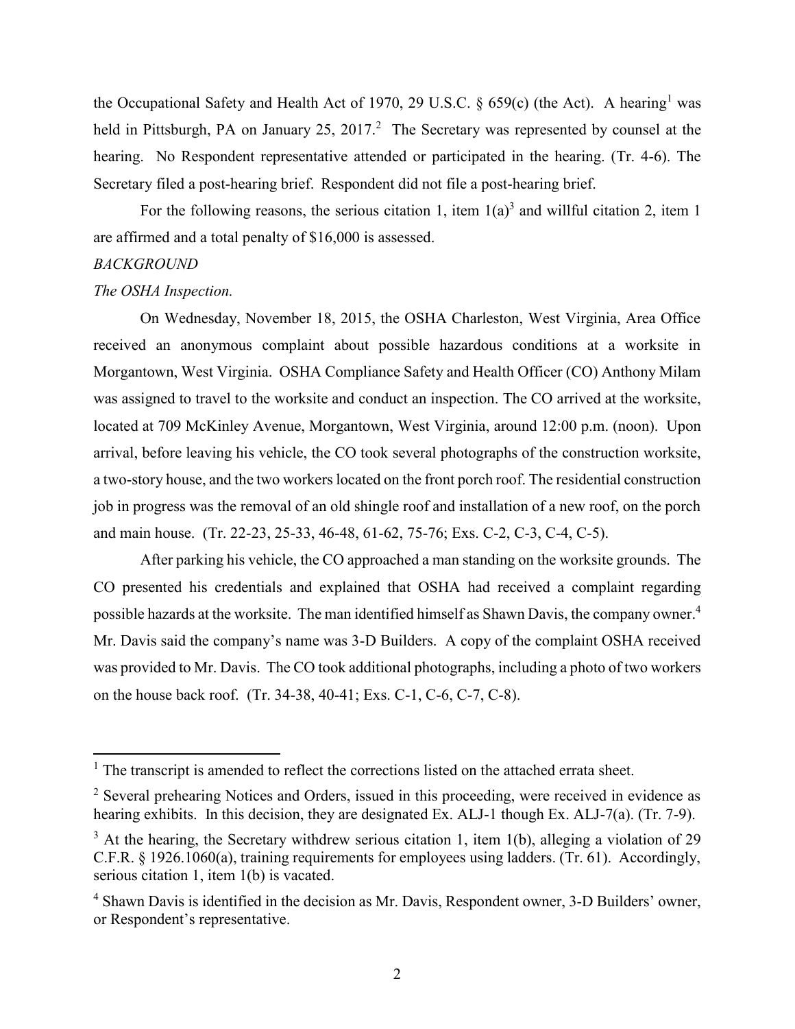the Occupational Safety and Health Act of 1970, 29 U.S.C. § 659(c) (the Act). A hearing[1] was held in Pittsburgh, PA on January 25, 2017.[2] The Secretary was represented by counsel at the hearing. No Respondent representative attended or participated in the hearing. (Tr. 4-6). The Secretary filed a post-hearing brief. Respondent did not file a post-hearing brief.

For the following reasons, the serious citation 1, item 1(a)[3] and willful citation 2, item 1 are affirmed and a total penalty of $16,000 is assessed.

*BACKGROUND*

*The OSHA Inspection.*

On Wednesday, November 18, 2015, the OSHA Charleston, West Virginia, Area Office received an anonymous complaint about possible hazardous conditions at a worksite in Morgantown, West Virginia. OSHA Compliance Safety and Health Officer (CO) Anthony Milam was assigned to travel to the worksite and conduct an inspection. The CO arrived at the worksite, located at 709 McKinley Avenue, Morgantown, West Virginia, around 12:00 p.m. (noon). Upon arrival, before leaving his vehicle, the CO took several photographs of the construction worksite, a two-story house, and the two workers located on the front porch roof. The residential construction job in progress was the removal of an old shingle roof and installation of a new roof, on the porch and main house. (Tr. 22-23, 25-33, 46-48, 61-62, 75-76; Exs. C-2, C-3, C-4, C-5).

After parking his vehicle, the CO approached a man standing on the worksite grounds. The CO presented his credentials and explained that OSHA had received a complaint regarding possible hazards at the worksite. The man identified himself as Shawn Davis, the company owner.[4] Mr. Davis said the company's name was 3-D Builders. A copy of the complaint OSHA received was provided to Mr. Davis. The CO took additional photographs, including a photo of two workers on the house back roof. (Tr. 34-38, 40-41; Exs. C-1, C-6, C-7, C-8).

---

[1] The transcript is amended to reflect the corrections listed on the attached errata sheet.

[2] Several prehearing Notices and Orders, issued in this proceeding, were received in evidence as hearing exhibits. In this decision, they are designated Ex. ALJ-1 though Ex. ALJ-7(a). (Tr. 7-9).

[3] At the hearing, the Secretary withdrew serious citation 1, item 1(b), alleging a violation of 29 C.F.R. § 1926.1060(a), training requirements for employees using ladders. (Tr. 61). Accordingly, serious citation 1, item 1(b) is vacated.

[4] Shawn Davis is identified in the decision as Mr. Davis, Respondent owner, 3-D Builders' owner, or Respondent's representative.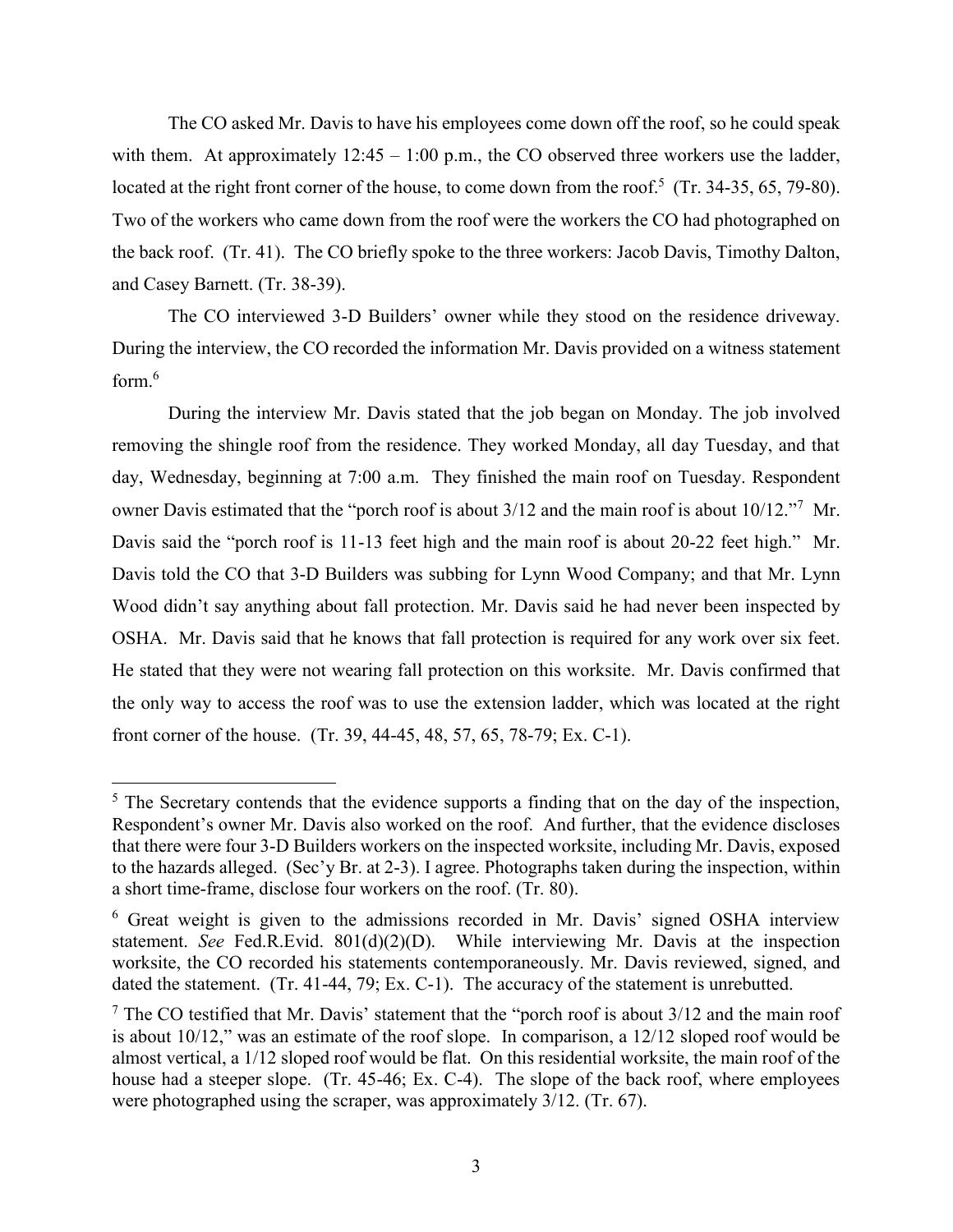The CO asked Mr. Davis to have his employees come down off the roof, so he could speak with them. At approximately 12:45 – 1:00 p.m., the CO observed three workers use the ladder, located at the right front corner of the house, to come down from the roof.[5] (Tr. 34-35, 65, 79-80). Two of the workers who came down from the roof were the workers the CO had photographed on the back roof. (Tr. 41). The CO briefly spoke to the three workers: Jacob Davis, Timothy Dalton, and Casey Barnett. (Tr. 38-39).

The CO interviewed 3-D Builders' owner while they stood on the residence driveway. During the interview, the CO recorded the information Mr. Davis provided on a witness statement form.[6]

During the interview Mr. Davis stated that the job began on Monday. The job involved removing the shingle roof from the residence. They worked Monday, all day Tuesday, and that day, Wednesday, beginning at 7:00 a.m. They finished the main roof on Tuesday. Respondent owner Davis estimated that the "porch roof is about 3/12 and the main roof is about 10/12."[7] Mr. Davis said the "porch roof is 11-13 feet high and the main roof is about 20-22 feet high." Mr. Davis told the CO that 3-D Builders was subbing for Lynn Wood Company; and that Mr. Lynn Wood didn't say anything about fall protection. Mr. Davis said he had never been inspected by OSHA. Mr. Davis said that he knows that fall protection is required for any work over six feet. He stated that they were not wearing fall protection on this worksite. Mr. Davis confirmed that the only way to access the roof was to use the extension ladder, which was located at the right front corner of the house. (Tr. 39, 44-45, 48, 57, 65, 78-79; Ex. C-1).

---

[5] The Secretary contends that the evidence supports a finding that on the day of the inspection, Respondent's owner Mr. Davis also worked on the roof. And further, that the evidence discloses that there were four 3-D Builders workers on the inspected worksite, including Mr. Davis, exposed to the hazards alleged. (Sec'y Br. at 2-3). I agree. Photographs taken during the inspection, within a short time-frame, disclose four workers on the roof. (Tr. 80).

[6] Great weight is given to the admissions recorded in Mr. Davis' signed OSHA interview statement. *See* Fed.R.Evid. 801(d)(2)(D). While interviewing Mr. Davis at the inspection worksite, the CO recorded his statements contemporaneously. Mr. Davis reviewed, signed, and dated the statement. (Tr. 41-44, 79; Ex. C-1). The accuracy of the statement is unrebutted.

[7] The CO testified that Mr. Davis' statement that the "porch roof is about 3/12 and the main roof is about 10/12," was an estimate of the roof slope. In comparison, a 12/12 sloped roof would be almost vertical, a 1/12 sloped roof would be flat. On this residential worksite, the main roof of the house had a steeper slope. (Tr. 45-46; Ex. C-4). The slope of the back roof, where employees were photographed using the scraper, was approximately 3/12. (Tr. 67).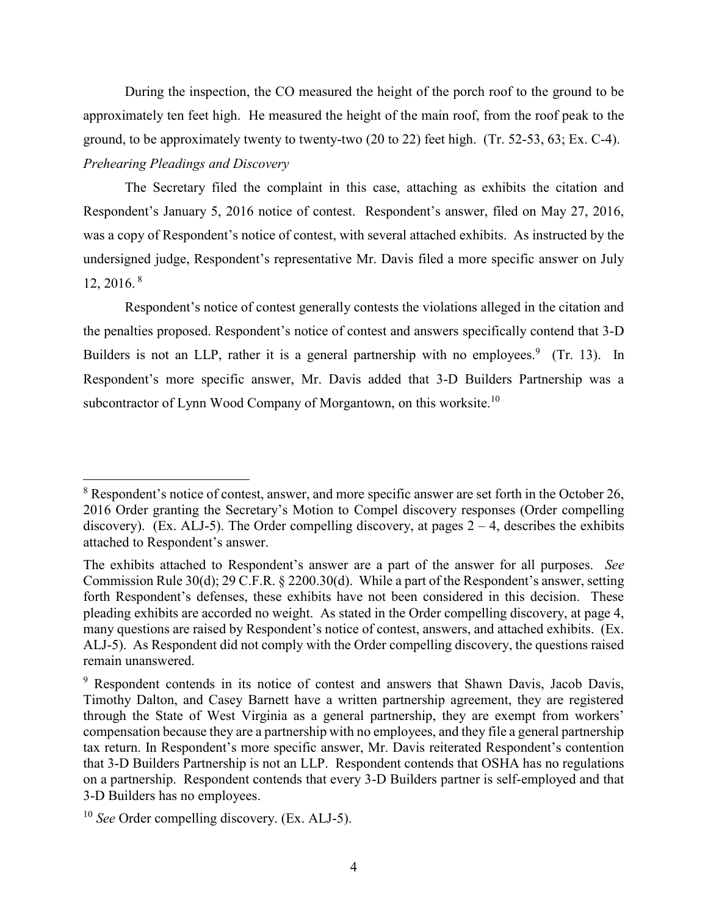During the inspection, the CO measured the height of the porch roof to the ground to be approximately ten feet high. He measured the height of the main roof, from the roof peak to the ground, to be approximately twenty to twenty-two (20 to 22) feet high. (Tr. 52-53, 63; Ex. C-4).

*Prehearing Pleadings and Discovery*

The Secretary filed the complaint in this case, attaching as exhibits the citation and Respondent's January 5, 2016 notice of contest. Respondent's answer, filed on May 27, 2016, was a copy of Respondent's notice of contest, with several attached exhibits. As instructed by the undersigned judge, Respondent's representative Mr. Davis filed a more specific answer on July 12, 2016.[8]

Respondent's notice of contest generally contests the violations alleged in the citation and the penalties proposed. Respondent's notice of contest and answers specifically contend that 3-D Builders is not an LLP, rather it is a general partnership with no employees.[9] (Tr. 13). In Respondent's more specific answer, Mr. Davis added that 3-D Builders Partnership was a subcontractor of Lynn Wood Company of Morgantown, on this worksite.[10]

---

[8] Respondent's notice of contest, answer, and more specific answer are set forth in the October 26, 2016 Order granting the Secretary's Motion to Compel discovery responses (Order compelling discovery). (Ex. ALJ-5). The Order compelling discovery, at pages 2 – 4, describes the exhibits attached to Respondent's answer.

The exhibits attached to Respondent's answer are a part of the answer for all purposes. *See* Commission Rule 30(d); 29 C.F.R. § 2200.30(d). While a part of the Respondent's answer, setting forth Respondent's defenses, these exhibits have not been considered in this decision. These pleading exhibits are accorded no weight. As stated in the Order compelling discovery, at page 4, many questions are raised by Respondent's notice of contest, answers, and attached exhibits. (Ex. ALJ-5). As Respondent did not comply with the Order compelling discovery, the questions raised remain unanswered.

[9] Respondent contends in its notice of contest and answers that Shawn Davis, Jacob Davis, Timothy Dalton, and Casey Barnett have a written partnership agreement, they are registered through the State of West Virginia as a general partnership, they are exempt from workers' compensation because they are a partnership with no employees, and they file a general partnership tax return. In Respondent's more specific answer, Mr. Davis reiterated Respondent's contention that 3-D Builders Partnership is not an LLP. Respondent contends that OSHA has no regulations on a partnership. Respondent contends that every 3-D Builders partner is self-employed and that 3-D Builders has no employees.

[10] *See* Order compelling discovery. (Ex. ALJ-5).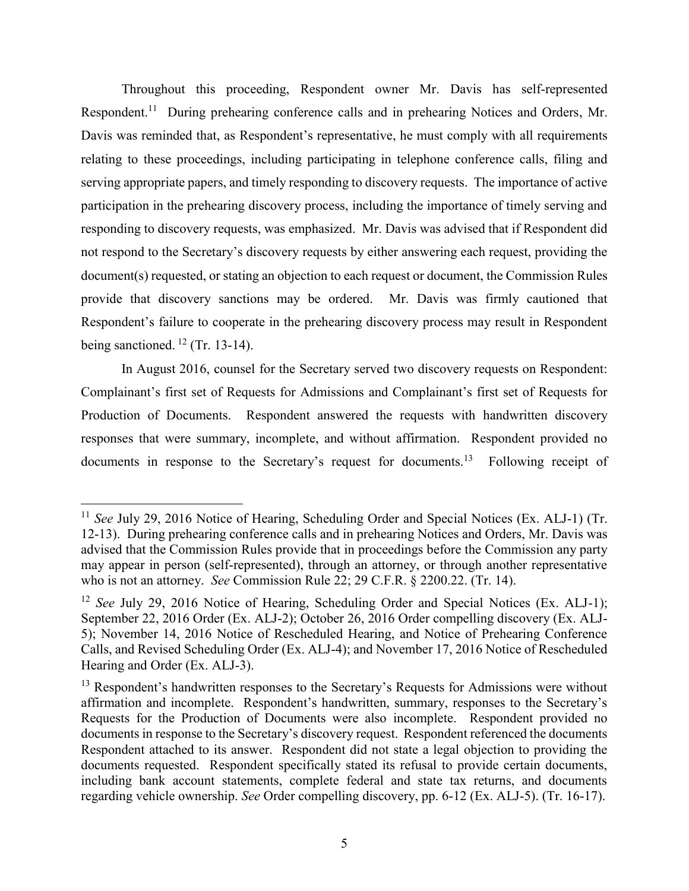Throughout this proceeding, Respondent owner Mr. Davis has self-represented Respondent.[11] During prehearing conference calls and in prehearing Notices and Orders, Mr. Davis was reminded that, as Respondent's representative, he must comply with all requirements relating to these proceedings, including participating in telephone conference calls, filing and serving appropriate papers, and timely responding to discovery requests. The importance of active participation in the prehearing discovery process, including the importance of timely serving and responding to discovery requests, was emphasized. Mr. Davis was advised that if Respondent did not respond to the Secretary's discovery requests by either answering each request, providing the document(s) requested, or stating an objection to each request or document, the Commission Rules provide that discovery sanctions may be ordered. Mr. Davis was firmly cautioned that Respondent's failure to cooperate in the prehearing discovery process may result in Respondent being sanctioned. [12] (Tr. 13-14).

In August 2016, counsel for the Secretary served two discovery requests on Respondent: Complainant's first set of Requests for Admissions and Complainant's first set of Requests for Production of Documents. Respondent answered the requests with handwritten discovery responses that were summary, incomplete, and without affirmation. Respondent provided no documents in response to the Secretary's request for documents.[13] Following receipt of

---

[11] *See* July 29, 2016 Notice of Hearing, Scheduling Order and Special Notices (Ex. ALJ-1) (Tr. 12-13). During prehearing conference calls and in prehearing Notices and Orders, Mr. Davis was advised that the Commission Rules provide that in proceedings before the Commission any party may appear in person (self-represented), through an attorney, or through another representative who is not an attorney. *See* Commission Rule 22; 29 C.F.R. § 2200.22. (Tr. 14).

[12] *See* July 29, 2016 Notice of Hearing, Scheduling Order and Special Notices (Ex. ALJ-1); September 22, 2016 Order (Ex. ALJ-2); October 26, 2016 Order compelling discovery (Ex. ALJ-5); November 14, 2016 Notice of Rescheduled Hearing, and Notice of Prehearing Conference Calls, and Revised Scheduling Order (Ex. ALJ-4); and November 17, 2016 Notice of Rescheduled Hearing and Order (Ex. ALJ-3).

[13] Respondent's handwritten responses to the Secretary's Requests for Admissions were without affirmation and incomplete. Respondent's handwritten, summary, responses to the Secretary's Requests for the Production of Documents were also incomplete. Respondent provided no documents in response to the Secretary's discovery request. Respondent referenced the documents Respondent attached to its answer. Respondent did not state a legal objection to providing the documents requested. Respondent specifically stated its refusal to provide certain documents, including bank account statements, complete federal and state tax returns, and documents regarding vehicle ownership. *See* Order compelling discovery, pp. 6-12 (Ex. ALJ-5). (Tr. 16-17).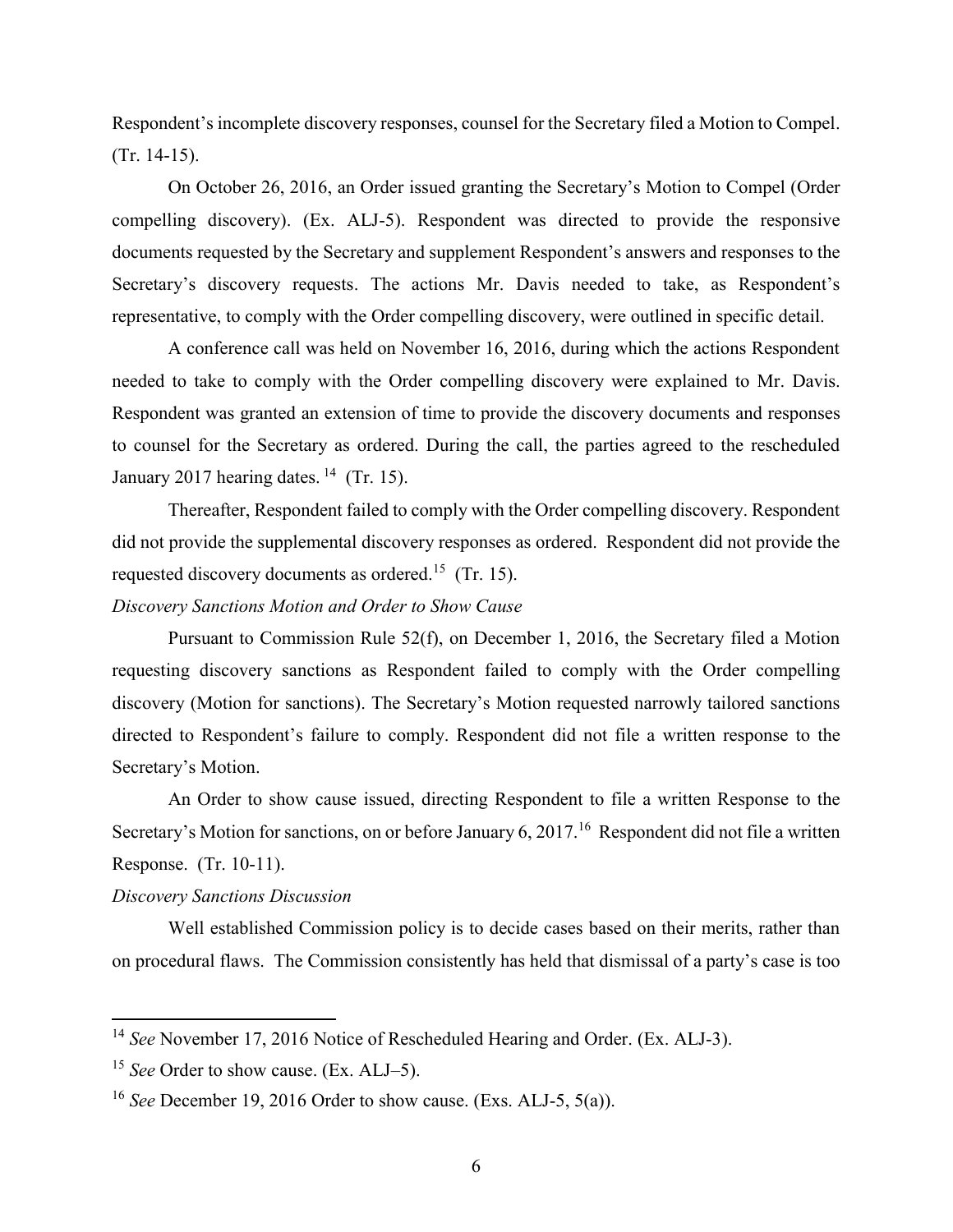Respondent's incomplete discovery responses, counsel for the Secretary filed a Motion to Compel. (Tr. 14-15).

On October 26, 2016, an Order issued granting the Secretary's Motion to Compel (Order compelling discovery). (Ex. ALJ-5). Respondent was directed to provide the responsive documents requested by the Secretary and supplement Respondent's answers and responses to the Secretary's discovery requests. The actions Mr. Davis needed to take, as Respondent's representative, to comply with the Order compelling discovery, were outlined in specific detail.

A conference call was held on November 16, 2016, during which the actions Respondent needed to take to comply with the Order compelling discovery were explained to Mr. Davis. Respondent was granted an extension of time to provide the discovery documents and responses to counsel for the Secretary as ordered. During the call, the parties agreed to the rescheduled January 2017 hearing dates.[14] (Tr. 15).

Thereafter, Respondent failed to comply with the Order compelling discovery. Respondent did not provide the supplemental discovery responses as ordered. Respondent did not provide the requested discovery documents as ordered.[15] (Tr. 15).

*Discovery Sanctions Motion and Order to Show Cause*

Pursuant to Commission Rule 52(f), on December 1, 2016, the Secretary filed a Motion requesting discovery sanctions as Respondent failed to comply with the Order compelling discovery (Motion for sanctions). The Secretary's Motion requested narrowly tailored sanctions directed to Respondent's failure to comply. Respondent did not file a written response to the Secretary's Motion.

An Order to show cause issued, directing Respondent to file a written Response to the Secretary's Motion for sanctions, on or before January 6, 2017.[16] Respondent did not file a written Response. (Tr. 10-11).

*Discovery Sanctions Discussion*

Well established Commission policy is to decide cases based on their merits, rather than on procedural flaws. The Commission consistently has held that dismissal of a party's case is too

---

[14] *See* November 17, 2016 Notice of Rescheduled Hearing and Order. (Ex. ALJ-3).

[15] *See* Order to show cause. (Ex. ALJ–5).

[16] *See* December 19, 2016 Order to show cause. (Exs. ALJ-5, 5(a)).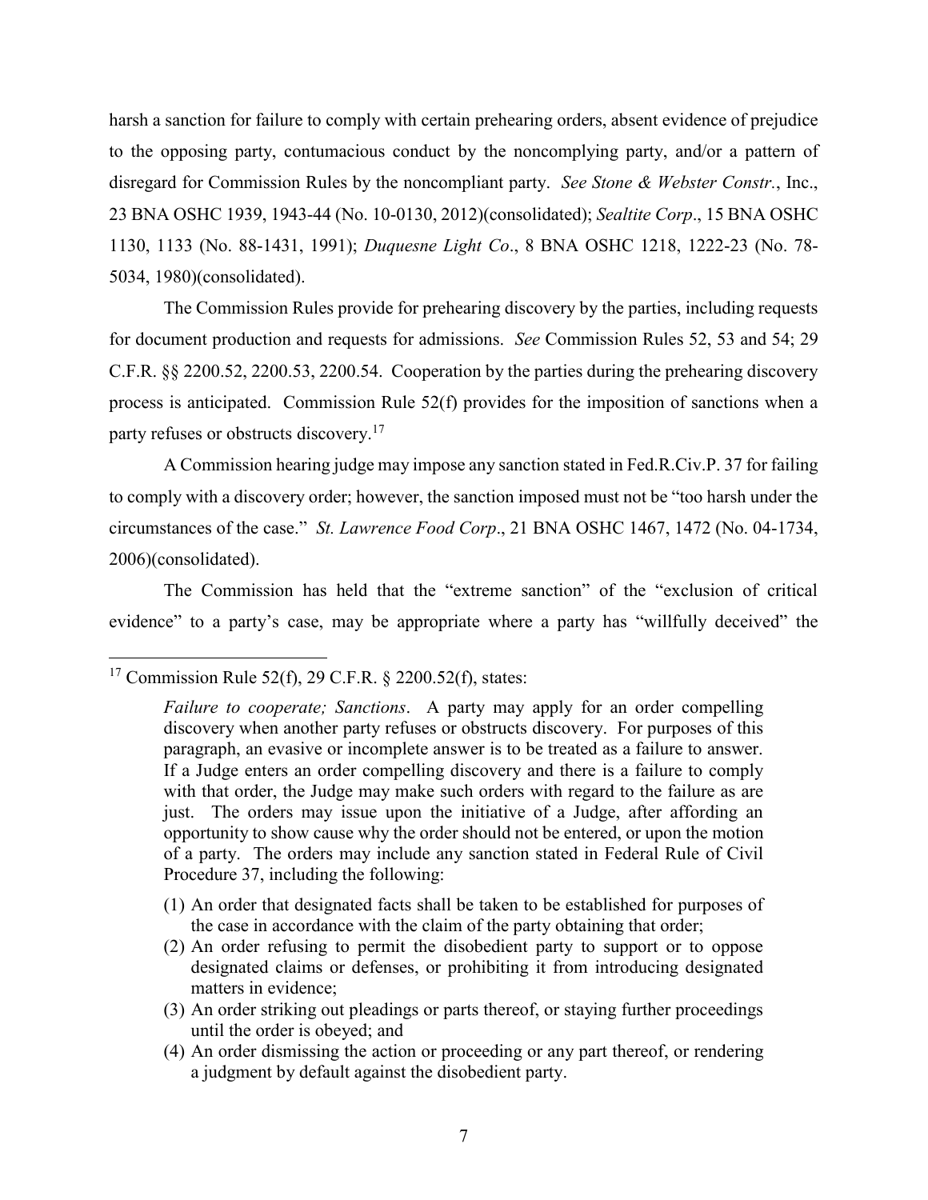harsh a sanction for failure to comply with certain prehearing orders, absent evidence of prejudice to the opposing party, contumacious conduct by the noncomplying party, and/or a pattern of disregard for Commission Rules by the noncompliant party. *See Stone & Webster Constr.*, Inc., 23 BNA OSHC 1939, 1943-44 (No. 10-0130, 2012)(consolidated); *Sealtite Corp*., 15 BNA OSHC 1130, 1133 (No. 88-1431, 1991); *Duquesne Light Co*., 8 BNA OSHC 1218, 1222-23 (No. 78-5034, 1980)(consolidated).

The Commission Rules provide for prehearing discovery by the parties, including requests for document production and requests for admissions. *See* Commission Rules 52, 53 and 54; 29 C.F.R. §§ 2200.52, 2200.53, 2200.54. Cooperation by the parties during the prehearing discovery process is anticipated. Commission Rule 52(f) provides for the imposition of sanctions when a party refuses or obstructs discovery.[17]

A Commission hearing judge may impose any sanction stated in Fed.R.Civ.P. 37 for failing to comply with a discovery order; however, the sanction imposed must not be "too harsh under the circumstances of the case." *St. Lawrence Food Corp*., 21 BNA OSHC 1467, 1472 (No. 04-1734, 2006)(consolidated).

The Commission has held that the "extreme sanction" of the "exclusion of critical evidence" to a party's case, may be appropriate where a party has "willfully deceived" the

---

[17] Commission Rule 52(f), 29 C.F.R. § 2200.52(f), states:

> *Failure to cooperate; Sanctions*. A party may apply for an order compelling discovery when another party refuses or obstructs discovery. For purposes of this paragraph, an evasive or incomplete answer is to be treated as a failure to answer. If a Judge enters an order compelling discovery and there is a failure to comply with that order, the Judge may make such orders with regard to the failure as are just. The orders may issue upon the initiative of a Judge, after affording an opportunity to show cause why the order should not be entered, or upon the motion of a party. The orders may include any sanction stated in Federal Rule of Civil Procedure 37, including the following:
>
> (1) An order that designated facts shall be taken to be established for purposes of the case in accordance with the claim of the party obtaining that order;
> (2) An order refusing to permit the disobedient party to support or to oppose designated claims or defenses, or prohibiting it from introducing designated matters in evidence;
> (3) An order striking out pleadings or parts thereof, or staying further proceedings until the order is obeyed; and
> (4) An order dismissing the action or proceeding or any part thereof, or rendering a judgment by default against the disobedient party.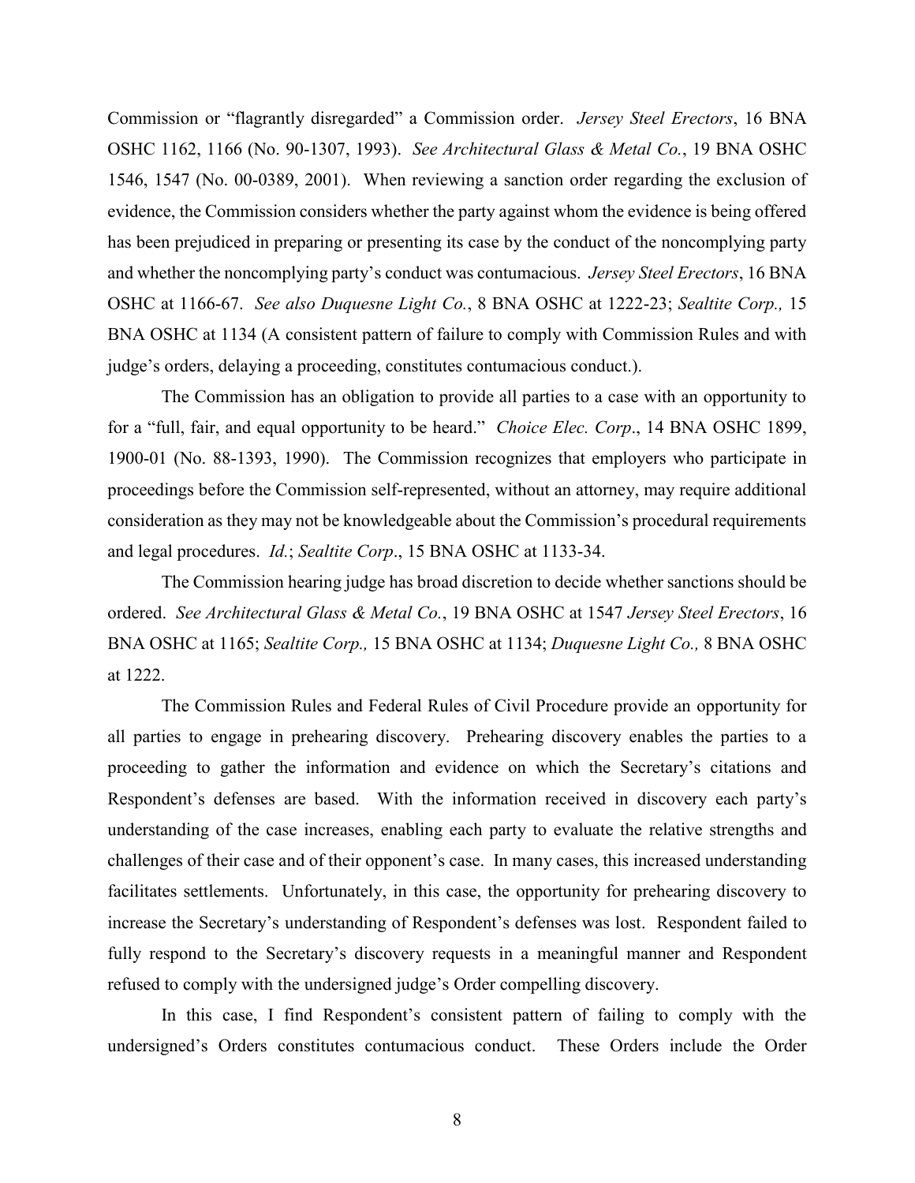Commission or "flagrantly disregarded" a Commission order. *Jersey Steel Erectors*, 16 BNA OSHC 1162, 1166 (No. 90-1307, 1993). *See Architectural Glass & Metal Co.*, 19 BNA OSHC 1546, 1547 (No. 00-0389, 2001). When reviewing a sanction order regarding the exclusion of evidence, the Commission considers whether the party against whom the evidence is being offered has been prejudiced in preparing or presenting its case by the conduct of the noncomplying party and whether the noncomplying party's conduct was contumacious. *Jersey Steel Erectors*, 16 BNA OSHC at 1166-67. *See also Duquesne Light Co.*, 8 BNA OSHC at 1222-23; *Sealtite Corp.,* 15 BNA OSHC at 1134 (A consistent pattern of failure to comply with Commission Rules and with judge's orders, delaying a proceeding, constitutes contumacious conduct.).

The Commission has an obligation to provide all parties to a case with an opportunity to for a "full, fair, and equal opportunity to be heard." *Choice Elec. Corp*., 14 BNA OSHC 1899, 1900-01 (No. 88-1393, 1990). The Commission recognizes that employers who participate in proceedings before the Commission self-represented, without an attorney, may require additional consideration as they may not be knowledgeable about the Commission's procedural requirements and legal procedures. *Id.*; *Sealtite Corp*., 15 BNA OSHC at 1133-34.

The Commission hearing judge has broad discretion to decide whether sanctions should be ordered. *See Architectural Glass & Metal Co.*, 19 BNA OSHC at 1547 *Jersey Steel Erectors*, 16 BNA OSHC at 1165; *Sealtite Corp.,* 15 BNA OSHC at 1134; *Duquesne Light Co.,* 8 BNA OSHC at 1222.

The Commission Rules and Federal Rules of Civil Procedure provide an opportunity for all parties to engage in prehearing discovery. Prehearing discovery enables the parties to a proceeding to gather the information and evidence on which the Secretary's citations and Respondent's defenses are based. With the information received in discovery each party's understanding of the case increases, enabling each party to evaluate the relative strengths and challenges of their case and of their opponent's case. In many cases, this increased understanding facilitates settlements. Unfortunately, in this case, the opportunity for prehearing discovery to increase the Secretary's understanding of Respondent's defenses was lost. Respondent failed to fully respond to the Secretary's discovery requests in a meaningful manner and Respondent refused to comply with the undersigned judge's Order compelling discovery.

In this case, I find Respondent's consistent pattern of failing to comply with the undersigned's Orders constitutes contumacious conduct. These Orders include the Order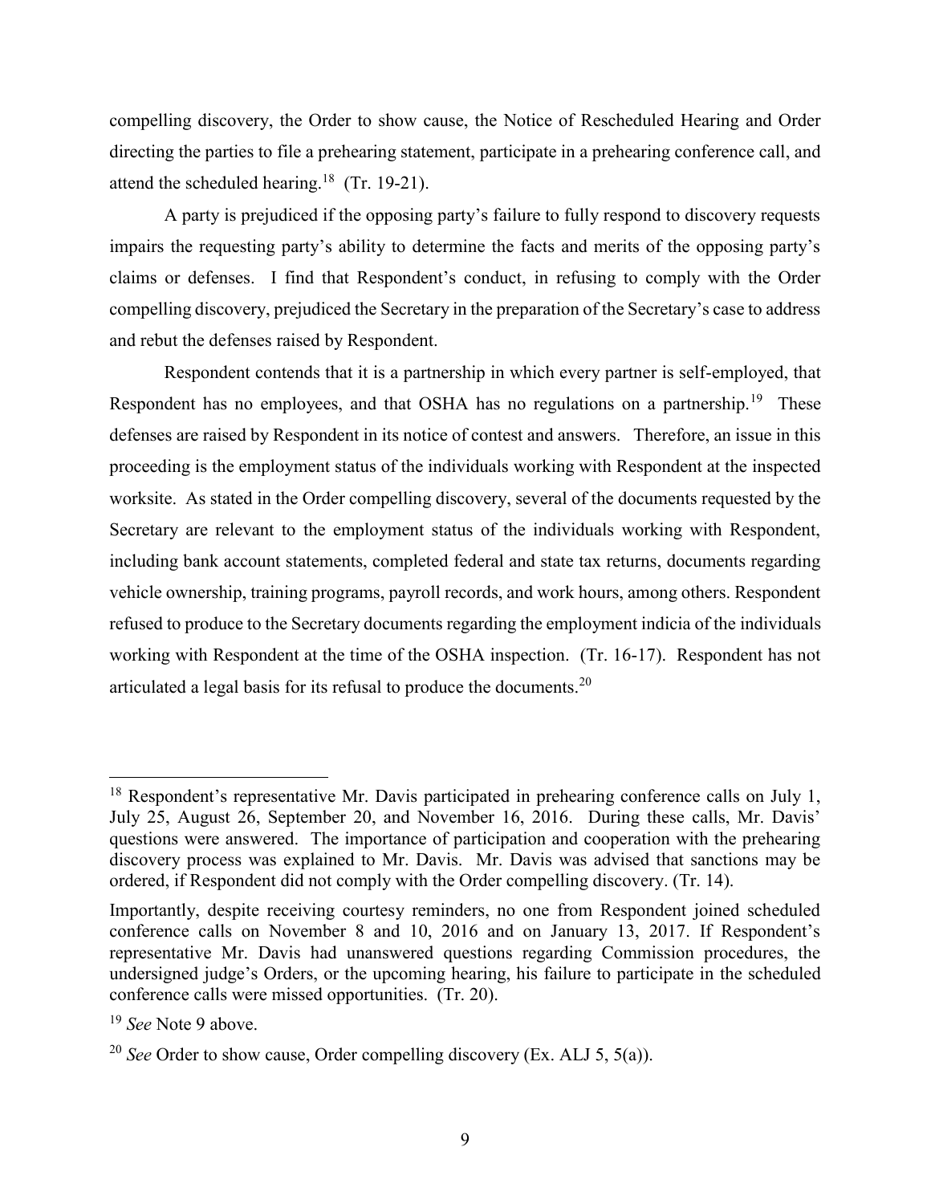compelling discovery, the Order to show cause, the Notice of Rescheduled Hearing and Order directing the parties to file a prehearing statement, participate in a prehearing conference call, and attend the scheduled hearing.[18] (Tr. 19-21).

A party is prejudiced if the opposing party's failure to fully respond to discovery requests impairs the requesting party's ability to determine the facts and merits of the opposing party's claims or defenses. I find that Respondent's conduct, in refusing to comply with the Order compelling discovery, prejudiced the Secretary in the preparation of the Secretary's case to address and rebut the defenses raised by Respondent.

Respondent contends that it is a partnership in which every partner is self-employed, that Respondent has no employees, and that OSHA has no regulations on a partnership.[19] These defenses are raised by Respondent in its notice of contest and answers. Therefore, an issue in this proceeding is the employment status of the individuals working with Respondent at the inspected worksite. As stated in the Order compelling discovery, several of the documents requested by the Secretary are relevant to the employment status of the individuals working with Respondent, including bank account statements, completed federal and state tax returns, documents regarding vehicle ownership, training programs, payroll records, and work hours, among others. Respondent refused to produce to the Secretary documents regarding the employment indicia of the individuals working with Respondent at the time of the OSHA inspection. (Tr. 16-17). Respondent has not articulated a legal basis for its refusal to produce the documents.[20]

---

[18] Respondent's representative Mr. Davis participated in prehearing conference calls on July 1, July 25, August 26, September 20, and November 16, 2016. During these calls, Mr. Davis' questions were answered. The importance of participation and cooperation with the prehearing discovery process was explained to Mr. Davis. Mr. Davis was advised that sanctions may be ordered, if Respondent did not comply with the Order compelling discovery. (Tr. 14).

Importantly, despite receiving courtesy reminders, no one from Respondent joined scheduled conference calls on November 8 and 10, 2016 and on January 13, 2017. If Respondent's representative Mr. Davis had unanswered questions regarding Commission procedures, the undersigned judge's Orders, or the upcoming hearing, his failure to participate in the scheduled conference calls were missed opportunities. (Tr. 20).

[19] *See* Note 9 above.

[20] *See* Order to show cause, Order compelling discovery (Ex. ALJ 5, 5(a)).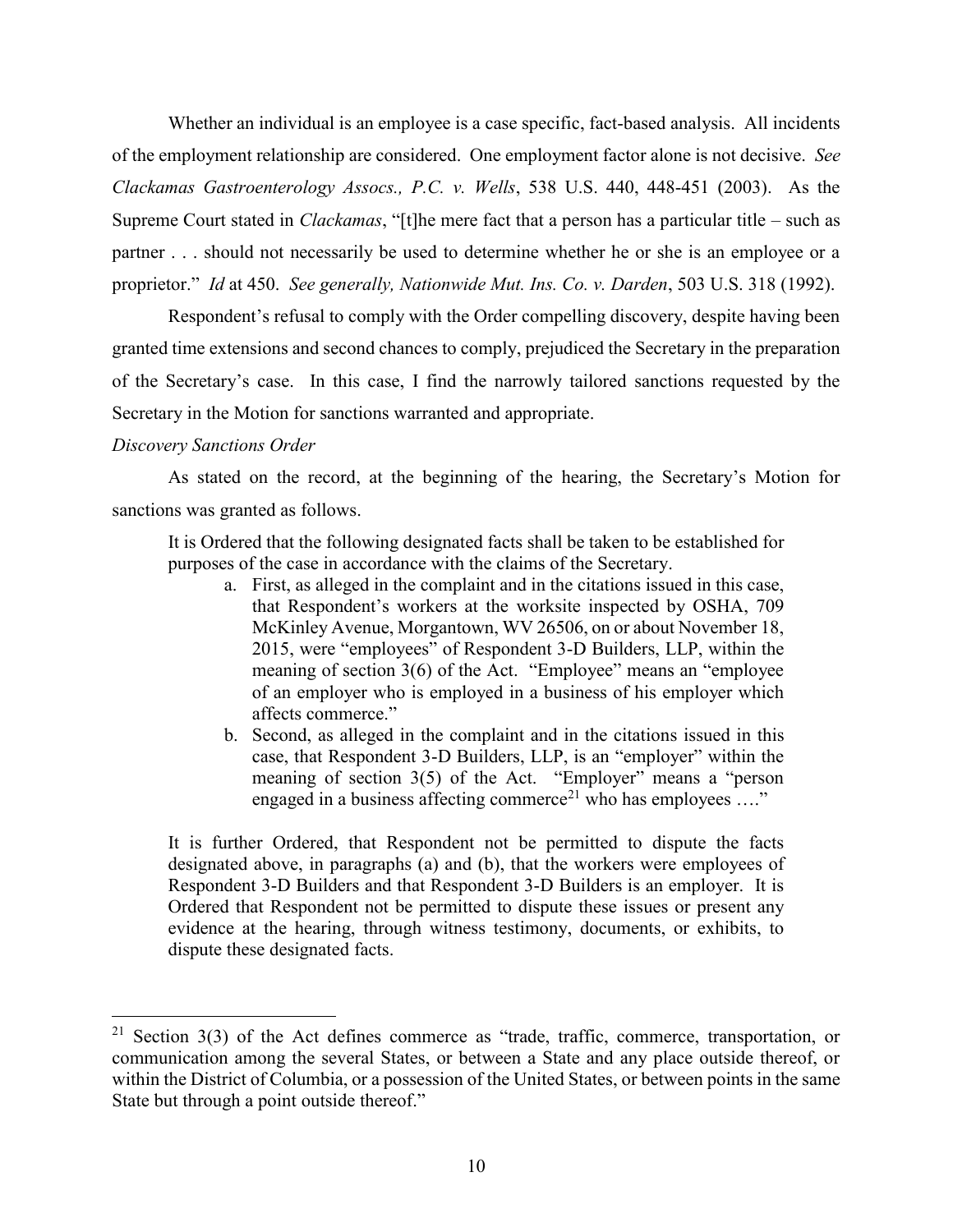Whether an individual is an employee is a case specific, fact-based analysis. All incidents of the employment relationship are considered. One employment factor alone is not decisive. *See Clackamas Gastroenterology Assocs., P.C. v. Wells*, 538 U.S. 440, 448-451 (2003). As the Supreme Court stated in *Clackamas*, "[t]he mere fact that a person has a particular title – such as partner . . . should not necessarily be used to determine whether he or she is an employee or a proprietor." *Id* at 450. *See generally, Nationwide Mut. Ins. Co. v. Darden*, 503 U.S. 318 (1992).

Respondent's refusal to comply with the Order compelling discovery, despite having been granted time extensions and second chances to comply, prejudiced the Secretary in the preparation of the Secretary's case. In this case, I find the narrowly tailored sanctions requested by the Secretary in the Motion for sanctions warranted and appropriate.

*Discovery Sanctions Order*

As stated on the record, at the beginning of the hearing, the Secretary's Motion for sanctions was granted as follows.

> It is Ordered that the following designated facts shall be taken to be established for purposes of the case in accordance with the claims of the Secretary.
>
> a. First, as alleged in the complaint and in the citations issued in this case, that Respondent's workers at the worksite inspected by OSHA, 709 McKinley Avenue, Morgantown, WV 26506, on or about November 18, 2015, were "employees" of Respondent 3-D Builders, LLP, within the meaning of section 3(6) of the Act. "Employee" means an "employee of an employer who is employed in a business of his employer which affects commerce."
> b. Second, as alleged in the complaint and in the citations issued in this case, that Respondent 3-D Builders, LLP, is an "employer" within the meaning of section 3(5) of the Act. "Employer" means a "person engaged in a business affecting commerce[21] who has employees …."
>
> It is further Ordered, that Respondent not be permitted to dispute the facts designated above, in paragraphs (a) and (b), that the workers were employees of Respondent 3-D Builders and that Respondent 3-D Builders is an employer. It is Ordered that Respondent not be permitted to dispute these issues or present any evidence at the hearing, through witness testimony, documents, or exhibits, to dispute these designated facts.

---

[21] Section 3(3) of the Act defines commerce as "trade, traffic, commerce, transportation, or communication among the several States, or between a State and any place outside thereof, or within the District of Columbia, or a possession of the United States, or between points in the same State but through a point outside thereof."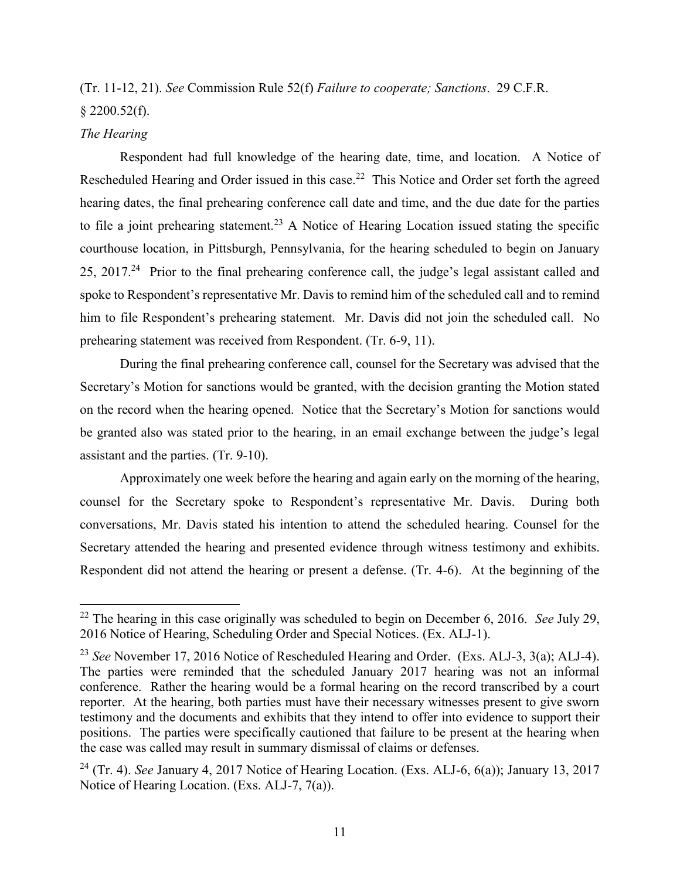(Tr. 11-12, 21). *See* Commission Rule 52(f) *Failure to cooperate; Sanctions*. 29 C.F.R. § 2200.52(f).

*The Hearing*

Respondent had full knowledge of the hearing date, time, and location. A Notice of Rescheduled Hearing and Order issued in this case.[22] This Notice and Order set forth the agreed hearing dates, the final prehearing conference call date and time, and the due date for the parties to file a joint prehearing statement.[23] A Notice of Hearing Location issued stating the specific courthouse location, in Pittsburgh, Pennsylvania, for the hearing scheduled to begin on January 25, 2017.[24] Prior to the final prehearing conference call, the judge's legal assistant called and spoke to Respondent's representative Mr. Davis to remind him of the scheduled call and to remind him to file Respondent's prehearing statement. Mr. Davis did not join the scheduled call. No prehearing statement was received from Respondent. (Tr. 6-9, 11).

During the final prehearing conference call, counsel for the Secretary was advised that the Secretary's Motion for sanctions would be granted, with the decision granting the Motion stated on the record when the hearing opened. Notice that the Secretary's Motion for sanctions would be granted also was stated prior to the hearing, in an email exchange between the judge's legal assistant and the parties. (Tr. 9-10).

Approximately one week before the hearing and again early on the morning of the hearing, counsel for the Secretary spoke to Respondent's representative Mr. Davis. During both conversations, Mr. Davis stated his intention to attend the scheduled hearing. Counsel for the Secretary attended the hearing and presented evidence through witness testimony and exhibits. Respondent did not attend the hearing or present a defense. (Tr. 4-6). At the beginning of the

---

[22] The hearing in this case originally was scheduled to begin on December 6, 2016. *See* July 29, 2016 Notice of Hearing, Scheduling Order and Special Notices. (Ex. ALJ-1).

[23] *See* November 17, 2016 Notice of Rescheduled Hearing and Order. (Exs. ALJ-3, 3(a); ALJ-4). The parties were reminded that the scheduled January 2017 hearing was not an informal conference. Rather the hearing would be a formal hearing on the record transcribed by a court reporter. At the hearing, both parties must have their necessary witnesses present to give sworn testimony and the documents and exhibits that they intend to offer into evidence to support their positions. The parties were specifically cautioned that failure to be present at the hearing when the case was called may result in summary dismissal of claims or defenses.

[24] (Tr. 4). *See* January 4, 2017 Notice of Hearing Location. (Exs. ALJ-6, 6(a)); January 13, 2017 Notice of Hearing Location. (Exs. ALJ-7, 7(a)).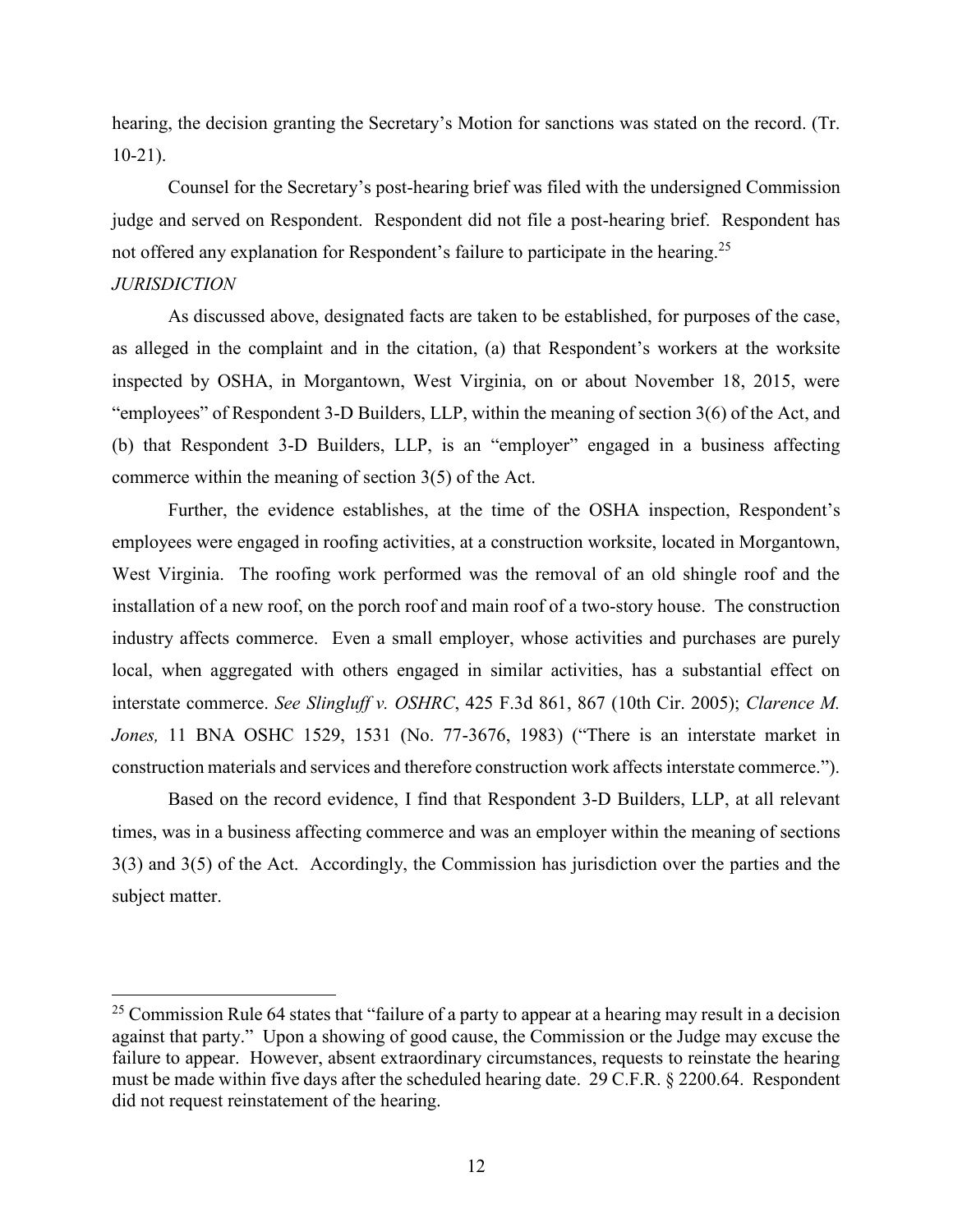hearing, the decision granting the Secretary's Motion for sanctions was stated on the record. (Tr. 10-21).

Counsel for the Secretary's post-hearing brief was filed with the undersigned Commission judge and served on Respondent. Respondent did not file a post-hearing brief. Respondent has not offered any explanation for Respondent's failure to participate in the hearing.[25]

*JURISDICTION*

As discussed above, designated facts are taken to be established, for purposes of the case, as alleged in the complaint and in the citation, (a) that Respondent's workers at the worksite inspected by OSHA, in Morgantown, West Virginia, on or about November 18, 2015, were "employees" of Respondent 3-D Builders, LLP, within the meaning of section 3(6) of the Act, and (b) that Respondent 3-D Builders, LLP, is an "employer" engaged in a business affecting commerce within the meaning of section 3(5) of the Act.

Further, the evidence establishes, at the time of the OSHA inspection, Respondent's employees were engaged in roofing activities, at a construction worksite, located in Morgantown, West Virginia. The roofing work performed was the removal of an old shingle roof and the installation of a new roof, on the porch roof and main roof of a two-story house. The construction industry affects commerce. Even a small employer, whose activities and purchases are purely local, when aggregated with others engaged in similar activities, has a substantial effect on interstate commerce. *See Slingluff v. OSHRC*, 425 F.3d 861, 867 (10th Cir. 2005); *Clarence M. Jones,* 11 BNA OSHC 1529, 1531 (No. 77-3676, 1983) ("There is an interstate market in construction materials and services and therefore construction work affects interstate commerce.").

Based on the record evidence, I find that Respondent 3-D Builders, LLP, at all relevant times, was in a business affecting commerce and was an employer within the meaning of sections 3(3) and 3(5) of the Act. Accordingly, the Commission has jurisdiction over the parties and the subject matter.

---

[25] Commission Rule 64 states that "failure of a party to appear at a hearing may result in a decision against that party." Upon a showing of good cause, the Commission or the Judge may excuse the failure to appear. However, absent extraordinary circumstances, requests to reinstate the hearing must be made within five days after the scheduled hearing date. 29 C.F.R. § 2200.64. Respondent did not request reinstatement of the hearing.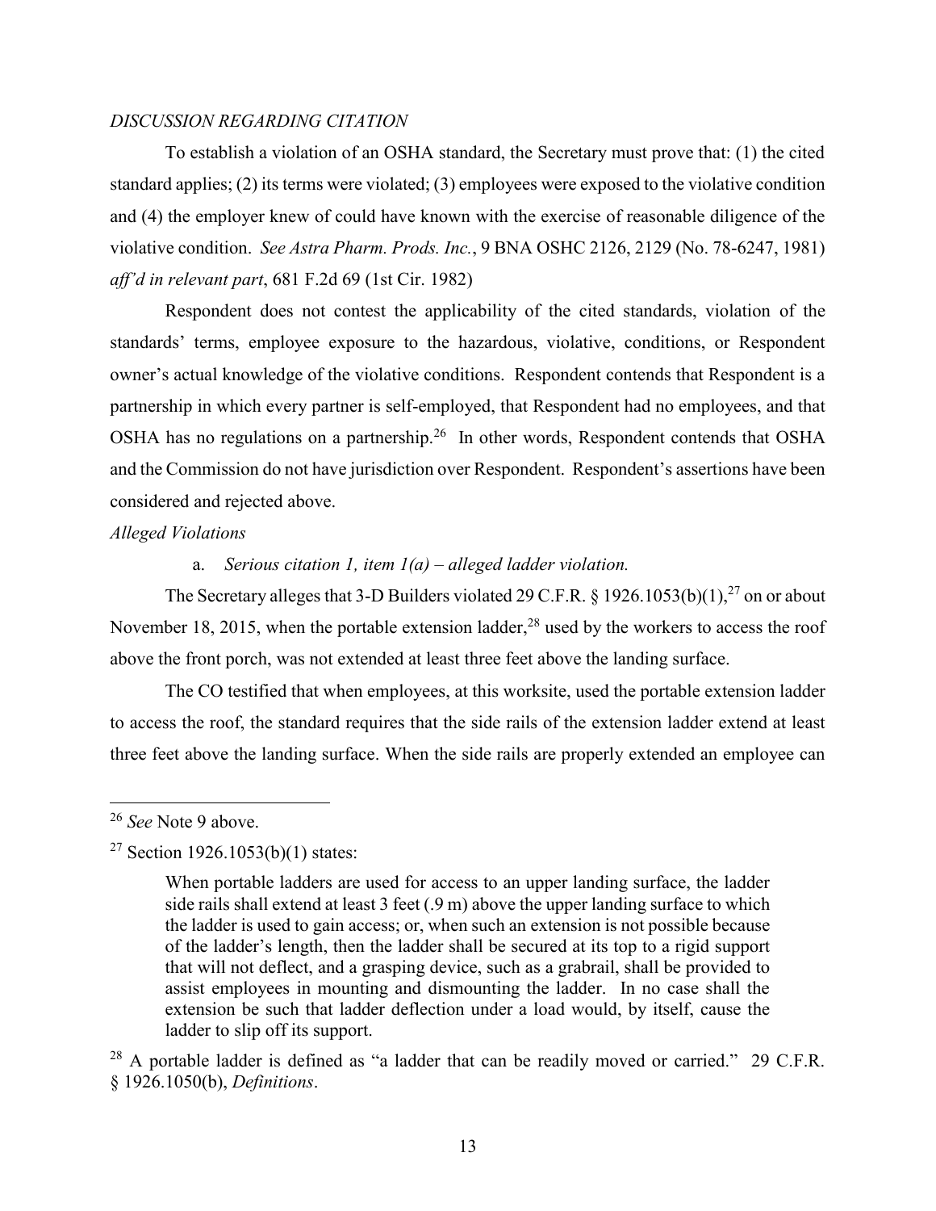*DISCUSSION REGARDING CITATION*

To establish a violation of an OSHA standard, the Secretary must prove that: (1) the cited standard applies; (2) its terms were violated; (3) employees were exposed to the violative condition and (4) the employer knew of could have known with the exercise of reasonable diligence of the violative condition. *See Astra Pharm. Prods. Inc.*, 9 BNA OSHC 2126, 2129 (No. 78-6247, 1981) *aff'd in relevant part*, 681 F.2d 69 (1st Cir. 1982)

Respondent does not contest the applicability of the cited standards, violation of the standards' terms, employee exposure to the hazardous, violative, conditions, or Respondent owner's actual knowledge of the violative conditions. Respondent contends that Respondent is a partnership in which every partner is self-employed, that Respondent had no employees, and that OSHA has no regulations on a partnership.[26] In other words, Respondent contends that OSHA and the Commission do not have jurisdiction over Respondent. Respondent's assertions have been considered and rejected above.

*Alleged Violations*

a. *Serious citation 1, item 1(a) – alleged ladder violation.*

The Secretary alleges that 3-D Builders violated 29 C.F.R. § 1926.1053(b)(1),[27] on or about November 18, 2015, when the portable extension ladder,[28] used by the workers to access the roof above the front porch, was not extended at least three feet above the landing surface.

The CO testified that when employees, at this worksite, used the portable extension ladder to access the roof, the standard requires that the side rails of the extension ladder extend at least three feet above the landing surface. When the side rails are properly extended an employee can

---

[26] *See* Note 9 above.

[27] Section 1926.1053(b)(1) states:

> When portable ladders are used for access to an upper landing surface, the ladder side rails shall extend at least 3 feet (.9 m) above the upper landing surface to which the ladder is used to gain access; or, when such an extension is not possible because of the ladder's length, then the ladder shall be secured at its top to a rigid support that will not deflect, and a grasping device, such as a grabrail, shall be provided to assist employees in mounting and dismounting the ladder. In no case shall the extension be such that ladder deflection under a load would, by itself, cause the ladder to slip off its support.

[28] A portable ladder is defined as "a ladder that can be readily moved or carried." 29 C.F.R. § 1926.1050(b), *Definitions*.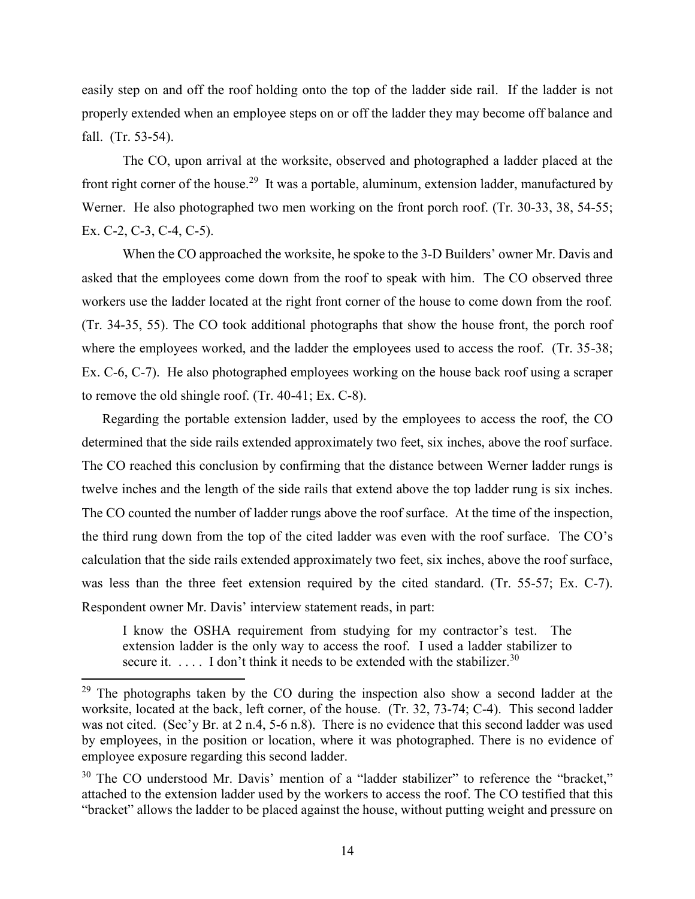easily step on and off the roof holding onto the top of the ladder side rail. If the ladder is not properly extended when an employee steps on or off the ladder they may become off balance and fall. (Tr. 53-54).

The CO, upon arrival at the worksite, observed and photographed a ladder placed at the front right corner of the house.[29] It was a portable, aluminum, extension ladder, manufactured by Werner. He also photographed two men working on the front porch roof. (Tr. 30-33, 38, 54-55; Ex. C-2, C-3, C-4, C-5).

When the CO approached the worksite, he spoke to the 3-D Builders' owner Mr. Davis and asked that the employees come down from the roof to speak with him. The CO observed three workers use the ladder located at the right front corner of the house to come down from the roof. (Tr. 34-35, 55). The CO took additional photographs that show the house front, the porch roof where the employees worked, and the ladder the employees used to access the roof. (Tr. 35-38; Ex. C-6, C-7). He also photographed employees working on the house back roof using a scraper to remove the old shingle roof. (Tr. 40-41; Ex. C-8).

Regarding the portable extension ladder, used by the employees to access the roof, the CO determined that the side rails extended approximately two feet, six inches, above the roof surface. The CO reached this conclusion by confirming that the distance between Werner ladder rungs is twelve inches and the length of the side rails that extend above the top ladder rung is six inches. The CO counted the number of ladder rungs above the roof surface. At the time of the inspection, the third rung down from the top of the cited ladder was even with the roof surface. The CO's calculation that the side rails extended approximately two feet, six inches, above the roof surface, was less than the three feet extension required by the cited standard. (Tr. 55-57; Ex. C-7). Respondent owner Mr. Davis' interview statement reads, in part:

> I know the OSHA requirement from studying for my contractor's test. The extension ladder is the only way to access the roof. I used a ladder stabilizer to secure it. . . . . I don't think it needs to be extended with the stabilizer.[30]

---

[29] The photographs taken by the CO during the inspection also show a second ladder at the worksite, located at the back, left corner, of the house. (Tr. 32, 73-74; C-4). This second ladder was not cited. (Sec'y Br. at 2 n.4, 5-6 n.8). There is no evidence that this second ladder was used by employees, in the position or location, where it was photographed. There is no evidence of employee exposure regarding this second ladder.

[30] The CO understood Mr. Davis' mention of a "ladder stabilizer" to reference the "bracket," attached to the extension ladder used by the workers to access the roof. The CO testified that this "bracket" allows the ladder to be placed against the house, without putting weight and pressure on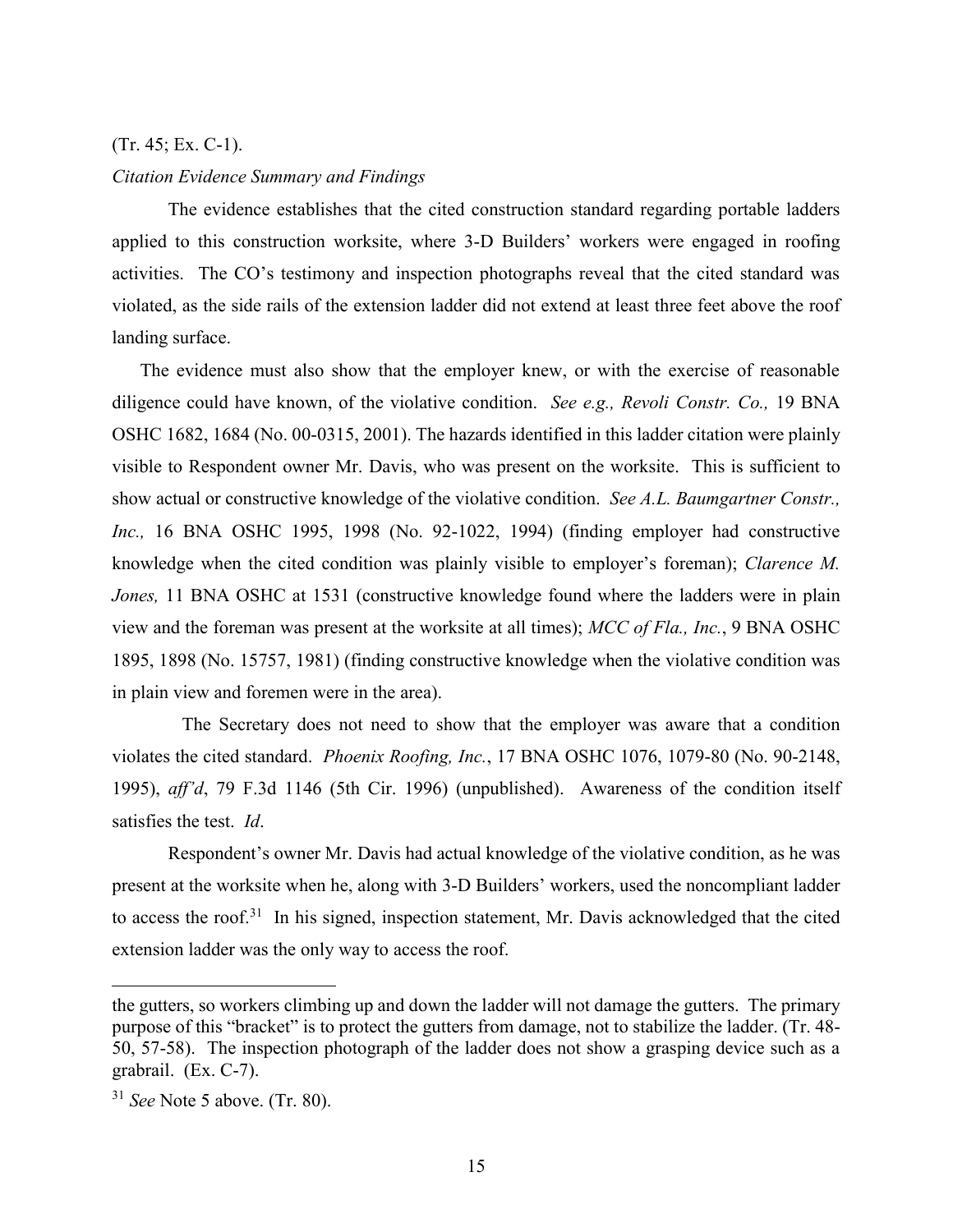(Tr. 45; Ex. C-1).

*Citation Evidence Summary and Findings*

The evidence establishes that the cited construction standard regarding portable ladders applied to this construction worksite, where 3-D Builders' workers were engaged in roofing activities. The CO's testimony and inspection photographs reveal that the cited standard was violated, as the side rails of the extension ladder did not extend at least three feet above the roof landing surface.

The evidence must also show that the employer knew, or with the exercise of reasonable diligence could have known, of the violative condition. *See e.g., Revoli Constr. Co.,* 19 BNA OSHC 1682, 1684 (No. 00-0315, 2001). The hazards identified in this ladder citation were plainly visible to Respondent owner Mr. Davis, who was present on the worksite. This is sufficient to show actual or constructive knowledge of the violative condition. *See A.L. Baumgartner Constr., Inc.,* 16 BNA OSHC 1995, 1998 (No. 92-1022, 1994) (finding employer had constructive knowledge when the cited condition was plainly visible to employer's foreman); *Clarence M. Jones,* 11 BNA OSHC at 1531 (constructive knowledge found where the ladders were in plain view and the foreman was present at the worksite at all times); *MCC of Fla., Inc.*, 9 BNA OSHC 1895, 1898 (No. 15757, 1981) (finding constructive knowledge when the violative condition was in plain view and foremen were in the area).

The Secretary does not need to show that the employer was aware that a condition violates the cited standard. *Phoenix Roofing, Inc.*, 17 BNA OSHC 1076, 1079-80 (No. 90-2148, 1995), *aff'd*, 79 F.3d 1146 (5th Cir. 1996) (unpublished). Awareness of the condition itself satisfies the test. *Id*.

Respondent's owner Mr. Davis had actual knowledge of the violative condition, as he was present at the worksite when he, along with 3-D Builders' workers, used the noncompliant ladder to access the roof.[31] In his signed, inspection statement, Mr. Davis acknowledged that the cited extension ladder was the only way to access the roof.

---

the gutters, so workers climbing up and down the ladder will not damage the gutters. The primary purpose of this "bracket" is to protect the gutters from damage, not to stabilize the ladder. (Tr. 48-50, 57-58). The inspection photograph of the ladder does not show a grasping device such as a grabrail. (Ex. C-7).

[31] *See* Note 5 above. (Tr. 80).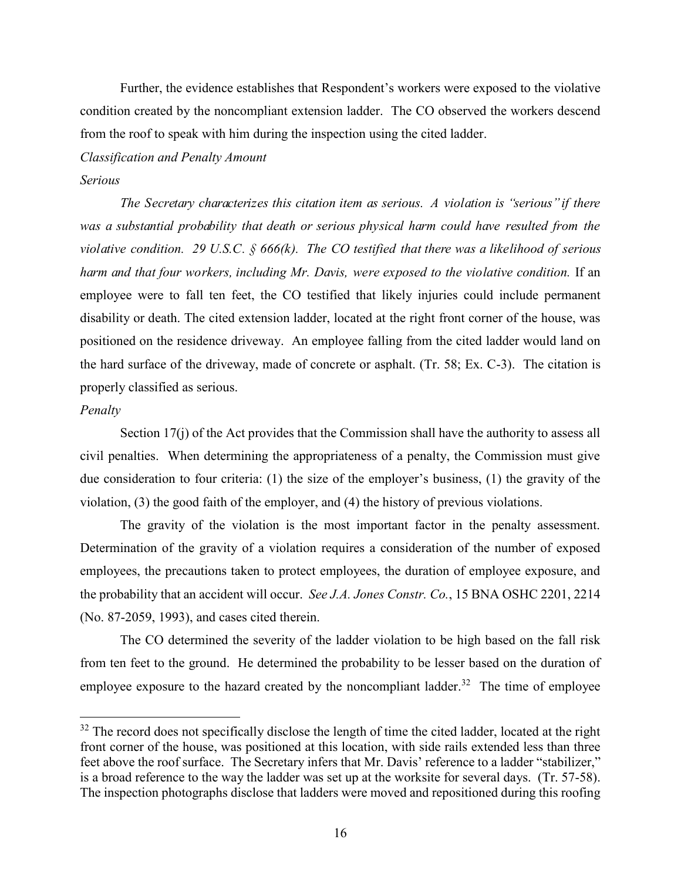Further, the evidence establishes that Respondent's workers were exposed to the violative condition created by the noncompliant extension ladder. The CO observed the workers descend from the roof to speak with him during the inspection using the cited ladder.

*Classification and Penalty Amount*

*Serious*

*The Secretary characterizes this citation item as serious. A violation is "serious" if there was a substantial probability that death or serious physical harm could have resulted from the violative condition. 29 U.S.C. § 666(k). The CO testified that there was a likelihood of serious harm and that four workers, including Mr. Davis, were exposed to the violative condition.* If an employee were to fall ten feet, the CO testified that likely injuries could include permanent disability or death. The cited extension ladder, located at the right front corner of the house, was positioned on the residence driveway. An employee falling from the cited ladder would land on the hard surface of the driveway, made of concrete or asphalt. (Tr. 58; Ex. C-3). The citation is properly classified as serious.

*Penalty*

Section 17(j) of the Act provides that the Commission shall have the authority to assess all civil penalties. When determining the appropriateness of a penalty, the Commission must give due consideration to four criteria: (1) the size of the employer's business, (1) the gravity of the violation, (3) the good faith of the employer, and (4) the history of previous violations.

The gravity of the violation is the most important factor in the penalty assessment. Determination of the gravity of a violation requires a consideration of the number of exposed employees, the precautions taken to protect employees, the duration of employee exposure, and the probability that an accident will occur. *See J.A. Jones Constr. Co.*, 15 BNA OSHC 2201, 2214 (No. 87-2059, 1993), and cases cited therein.

The CO determined the severity of the ladder violation to be high based on the fall risk from ten feet to the ground. He determined the probability to be lesser based on the duration of employee exposure to the hazard created by the noncompliant ladder.[32] The time of employee

[32] The record does not specifically disclose the length of time the cited ladder, located at the right front corner of the house, was positioned at this location, with side rails extended less than three feet above the roof surface. The Secretary infers that Mr. Davis' reference to a ladder "stabilizer," is a broad reference to the way the ladder was set up at the worksite for several days. (Tr. 57-58). The inspection photographs disclose that ladders were moved and repositioned during this roofing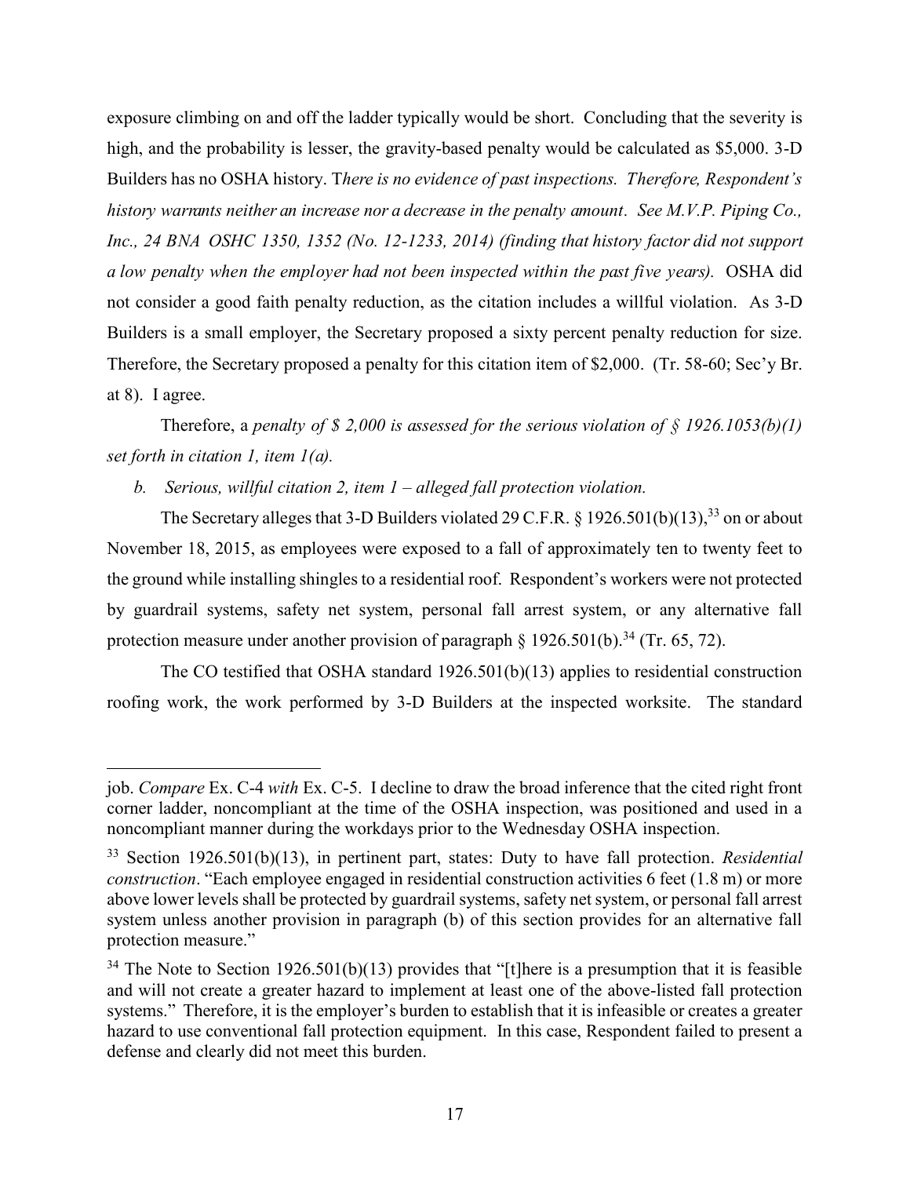exposure climbing on and off the ladder typically would be short. Concluding that the severity is high, and the probability is lesser, the gravity-based penalty would be calculated as $5,000. 3-D Builders has no OSHA history. T*here is no evidence of past inspections. Therefore, Respondent's history warrants neither an increase nor a decrease in the penalty amount. See M.V.P. Piping Co., Inc., 24 BNA OSHC 1350, 1352 (No. 12-1233, 2014) (finding that history factor did not support a low penalty when the employer had not been inspected within the past five years).* OSHA did not consider a good faith penalty reduction, as the citation includes a willful violation. As 3-D Builders is a small employer, the Secretary proposed a sixty percent penalty reduction for size. Therefore, the Secretary proposed a penalty for this citation item of $2,000. (Tr. 58-60; Sec'y Br. at 8). I agree.

Therefore, a *penalty of $ 2,000 is assessed for the serious violation of § 1926.1053(b)(1) set forth in citation 1, item 1(a).*

*b. Serious, willful citation 2, item 1 – alleged fall protection violation.*

The Secretary alleges that 3-D Builders violated 29 C.F.R. § 1926.501(b)(13),[33] on or about November 18, 2015, as employees were exposed to a fall of approximately ten to twenty feet to the ground while installing shingles to a residential roof. Respondent's workers were not protected by guardrail systems, safety net system, personal fall arrest system, or any alternative fall protection measure under another provision of paragraph § 1926.501(b).[34] (Tr. 65, 72).

The CO testified that OSHA standard 1926.501(b)(13) applies to residential construction roofing work, the work performed by 3-D Builders at the inspected worksite. The standard

---

job. *Compare* Ex. C-4 *with* Ex. C-5. I decline to draw the broad inference that the cited right front corner ladder, noncompliant at the time of the OSHA inspection, was positioned and used in a noncompliant manner during the workdays prior to the Wednesday OSHA inspection.

[33] Section 1926.501(b)(13), in pertinent part, states: Duty to have fall protection. *Residential construction*. "Each employee engaged in residential construction activities 6 feet (1.8 m) or more above lower levels shall be protected by guardrail systems, safety net system, or personal fall arrest system unless another provision in paragraph (b) of this section provides for an alternative fall protection measure."

[34] The Note to Section 1926.501(b)(13) provides that "[t]here is a presumption that it is feasible and will not create a greater hazard to implement at least one of the above-listed fall protection systems." Therefore, it is the employer's burden to establish that it is infeasible or creates a greater hazard to use conventional fall protection equipment. In this case, Respondent failed to present a defense and clearly did not meet this burden.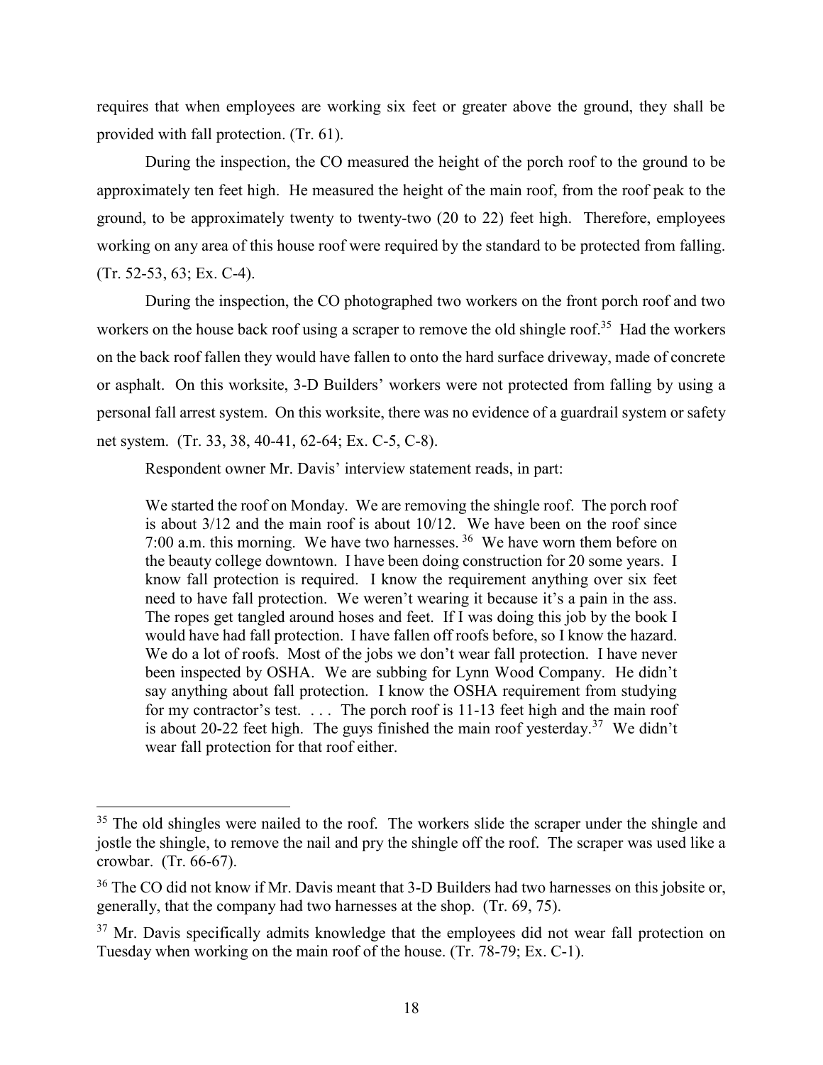requires that when employees are working six feet or greater above the ground, they shall be provided with fall protection. (Tr. 61).

During the inspection, the CO measured the height of the porch roof to the ground to be approximately ten feet high. He measured the height of the main roof, from the roof peak to the ground, to be approximately twenty to twenty-two (20 to 22) feet high. Therefore, employees working on any area of this house roof were required by the standard to be protected from falling. (Tr. 52-53, 63; Ex. C-4).

During the inspection, the CO photographed two workers on the front porch roof and two workers on the house back roof using a scraper to remove the old shingle roof.[35] Had the workers on the back roof fallen they would have fallen to onto the hard surface driveway, made of concrete or asphalt. On this worksite, 3-D Builders' workers were not protected from falling by using a personal fall arrest system. On this worksite, there was no evidence of a guardrail system or safety net system. (Tr. 33, 38, 40-41, 62-64; Ex. C-5, C-8).

Respondent owner Mr. Davis' interview statement reads, in part:

> We started the roof on Monday. We are removing the shingle roof. The porch roof is about 3/12 and the main roof is about 10/12. We have been on the roof since 7:00 a.m. this morning. We have two harnesses.[36] We have worn them before on the beauty college downtown. I have been doing construction for 20 some years. I know fall protection is required. I know the requirement anything over six feet need to have fall protection. We weren't wearing it because it's a pain in the ass. The ropes get tangled around hoses and feet. If I was doing this job by the book I would have had fall protection. I have fallen off roofs before, so I know the hazard. We do a lot of roofs. Most of the jobs we don't wear fall protection. I have never been inspected by OSHA. We are subbing for Lynn Wood Company. He didn't say anything about fall protection. I know the OSHA requirement from studying for my contractor's test. . . . The porch roof is 11-13 feet high and the main roof is about 20-22 feet high. The guys finished the main roof yesterday.[37] We didn't wear fall protection for that roof either.

---

[35] The old shingles were nailed to the roof. The workers slide the scraper under the shingle and jostle the shingle, to remove the nail and pry the shingle off the roof. The scraper was used like a crowbar. (Tr. 66-67).

[36] The CO did not know if Mr. Davis meant that 3-D Builders had two harnesses on this jobsite or, generally, that the company had two harnesses at the shop. (Tr. 69, 75).

[37] Mr. Davis specifically admits knowledge that the employees did not wear fall protection on Tuesday when working on the main roof of the house. (Tr. 78-79; Ex. C-1).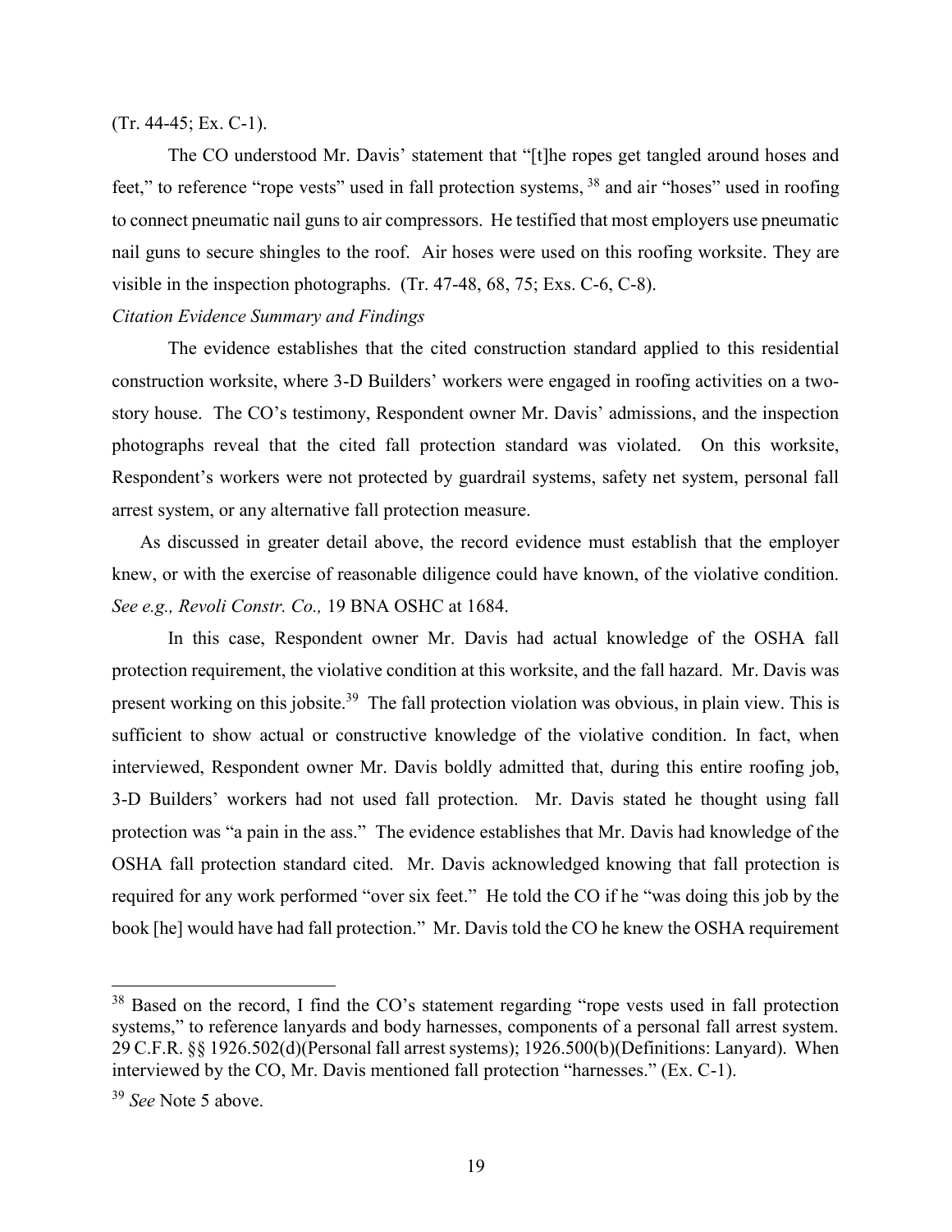(Tr. 44-45; Ex. C-1).

The CO understood Mr. Davis' statement that "[t]he ropes get tangled around hoses and feet," to reference "rope vests" used in fall protection systems, [38] and air "hoses" used in roofing to connect pneumatic nail guns to air compressors. He testified that most employers use pneumatic nail guns to secure shingles to the roof. Air hoses were used on this roofing worksite. They are visible in the inspection photographs. (Tr. 47-48, 68, 75; Exs. C-6, C-8).

*Citation Evidence Summary and Findings*

The evidence establishes that the cited construction standard applied to this residential construction worksite, where 3-D Builders' workers were engaged in roofing activities on a two-story house. The CO's testimony, Respondent owner Mr. Davis' admissions, and the inspection photographs reveal that the cited fall protection standard was violated. On this worksite, Respondent's workers were not protected by guardrail systems, safety net system, personal fall arrest system, or any alternative fall protection measure.

As discussed in greater detail above, the record evidence must establish that the employer knew, or with the exercise of reasonable diligence could have known, of the violative condition. *See e.g., Revoli Constr. Co.,* 19 BNA OSHC at 1684.

In this case, Respondent owner Mr. Davis had actual knowledge of the OSHA fall protection requirement, the violative condition at this worksite, and the fall hazard. Mr. Davis was present working on this jobsite.[39] The fall protection violation was obvious, in plain view. This is sufficient to show actual or constructive knowledge of the violative condition. In fact, when interviewed, Respondent owner Mr. Davis boldly admitted that, during this entire roofing job, 3-D Builders' workers had not used fall protection. Mr. Davis stated he thought using fall protection was "a pain in the ass." The evidence establishes that Mr. Davis had knowledge of the OSHA fall protection standard cited. Mr. Davis acknowledged knowing that fall protection is required for any work performed "over six feet." He told the CO if he "was doing this job by the book [he] would have had fall protection." Mr. Davis told the CO he knew the OSHA requirement

---

[38] Based on the record, I find the CO's statement regarding "rope vests used in fall protection systems," to reference lanyards and body harnesses, components of a personal fall arrest system. 29 C.F.R. §§ 1926.502(d)(Personal fall arrest systems); 1926.500(b)(Definitions: Lanyard). When interviewed by the CO, Mr. Davis mentioned fall protection "harnesses." (Ex. C-1).

[39] *See* Note 5 above.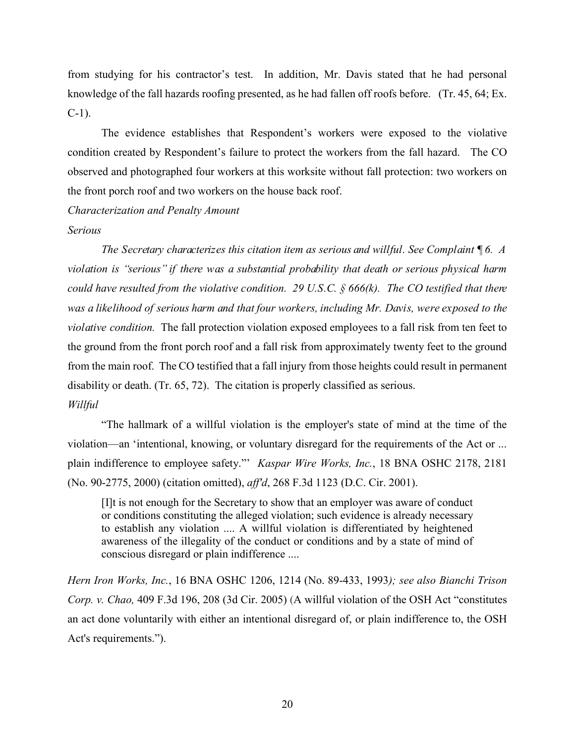from studying for his contractor's test. In addition, Mr. Davis stated that he had personal knowledge of the fall hazards roofing presented, as he had fallen off roofs before. (Tr. 45, 64; Ex. C-1).

The evidence establishes that Respondent's workers were exposed to the violative condition created by Respondent's failure to protect the workers from the fall hazard. The CO observed and photographed four workers at this worksite without fall protection: two workers on the front porch roof and two workers on the house back roof.

*Characterization and Penalty Amount*

*Serious*

*The Secretary characterizes this citation item as serious and willful. See Complaint ¶ 6. A violation is "serious" if there was a substantial probability that death or serious physical harm could have resulted from the violative condition. 29 U.S.C. § 666(k). The CO testified that there was a likelihood of serious harm and that four workers, including Mr. Davis, were exposed to the violative condition.* The fall protection violation exposed employees to a fall risk from ten feet to the ground from the front porch roof and a fall risk from approximately twenty feet to the ground from the main roof. The CO testified that a fall injury from those heights could result in permanent disability or death. (Tr. 65, 72). The citation is properly classified as serious.

*Willful*

"The hallmark of a willful violation is the employer's state of mind at the time of the violation—an 'intentional, knowing, or voluntary disregard for the requirements of the Act or ... plain indifference to employee safety."' *Kaspar Wire Works, Inc.*, 18 BNA OSHC 2178, 2181 (No. 90-2775, 2000) (citation omitted), *aff'd*, 268 F.3d 1123 (D.C. Cir. 2001).

> [I]t is not enough for the Secretary to show that an employer was aware of conduct or conditions constituting the alleged violation; such evidence is already necessary to establish any violation .... A willful violation is differentiated by heightened awareness of the illegality of the conduct or conditions and by a state of mind of conscious disregard or plain indifference ....

*Hern Iron Works, Inc.*, 16 BNA OSHC 1206, 1214 (No. 89-433, 1993*); see also Bianchi Trison Corp. v. Chao,* 409 F.3d 196, 208 (3d Cir. 2005) (A willful violation of the OSH Act "constitutes an act done voluntarily with either an intentional disregard of, or plain indifference to, the OSH Act's requirements.").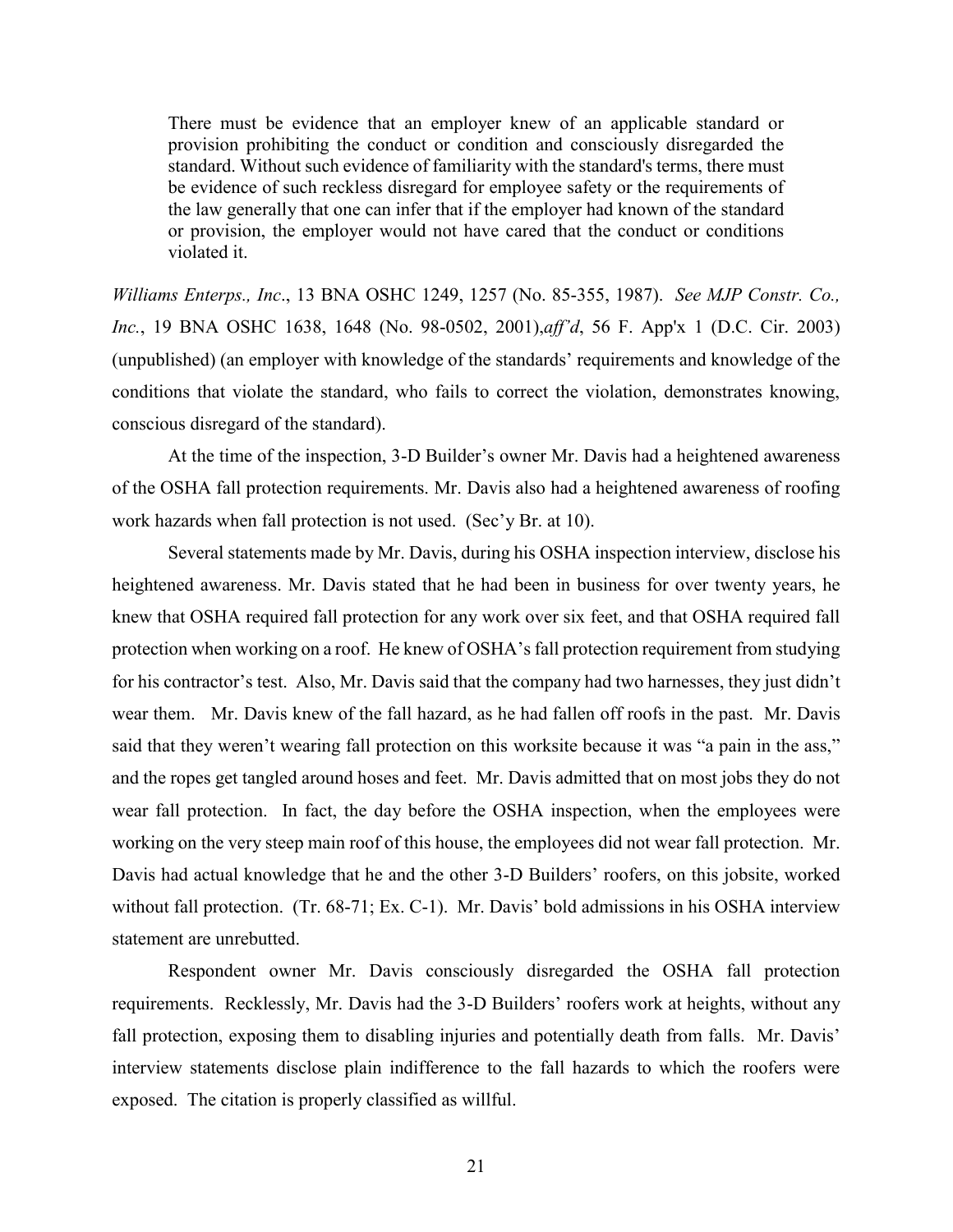> There must be evidence that an employer knew of an applicable standard or provision prohibiting the conduct or condition and consciously disregarded the standard. Without such evidence of familiarity with the standard's terms, there must be evidence of such reckless disregard for employee safety or the requirements of the law generally that one can infer that if the employer had known of the standard or provision, the employer would not have cared that the conduct or conditions violated it.

*Williams Enterps., Inc*., 13 BNA OSHC 1249, 1257 (No. 85-355, 1987). *See MJP Constr. Co., Inc.*, 19 BNA OSHC 1638, 1648 (No. 98-0502, 2001),*aff'd*, 56 F. App'x 1 (D.C. Cir. 2003) (unpublished) (an employer with knowledge of the standards' requirements and knowledge of the conditions that violate the standard, who fails to correct the violation, demonstrates knowing, conscious disregard of the standard).

At the time of the inspection, 3-D Builder's owner Mr. Davis had a heightened awareness of the OSHA fall protection requirements. Mr. Davis also had a heightened awareness of roofing work hazards when fall protection is not used. (Sec'y Br. at 10).

Several statements made by Mr. Davis, during his OSHA inspection interview, disclose his heightened awareness. Mr. Davis stated that he had been in business for over twenty years, he knew that OSHA required fall protection for any work over six feet, and that OSHA required fall protection when working on a roof. He knew of OSHA's fall protection requirement from studying for his contractor's test. Also, Mr. Davis said that the company had two harnesses, they just didn't wear them. Mr. Davis knew of the fall hazard, as he had fallen off roofs in the past. Mr. Davis said that they weren't wearing fall protection on this worksite because it was "a pain in the ass," and the ropes get tangled around hoses and feet. Mr. Davis admitted that on most jobs they do not wear fall protection. In fact, the day before the OSHA inspection, when the employees were working on the very steep main roof of this house, the employees did not wear fall protection. Mr. Davis had actual knowledge that he and the other 3-D Builders' roofers, on this jobsite, worked without fall protection. (Tr. 68-71; Ex. C-1). Mr. Davis' bold admissions in his OSHA interview statement are unrebutted.

Respondent owner Mr. Davis consciously disregarded the OSHA fall protection requirements. Recklessly, Mr. Davis had the 3-D Builders' roofers work at heights, without any fall protection, exposing them to disabling injuries and potentially death from falls. Mr. Davis' interview statements disclose plain indifference to the fall hazards to which the roofers were exposed. The citation is properly classified as willful.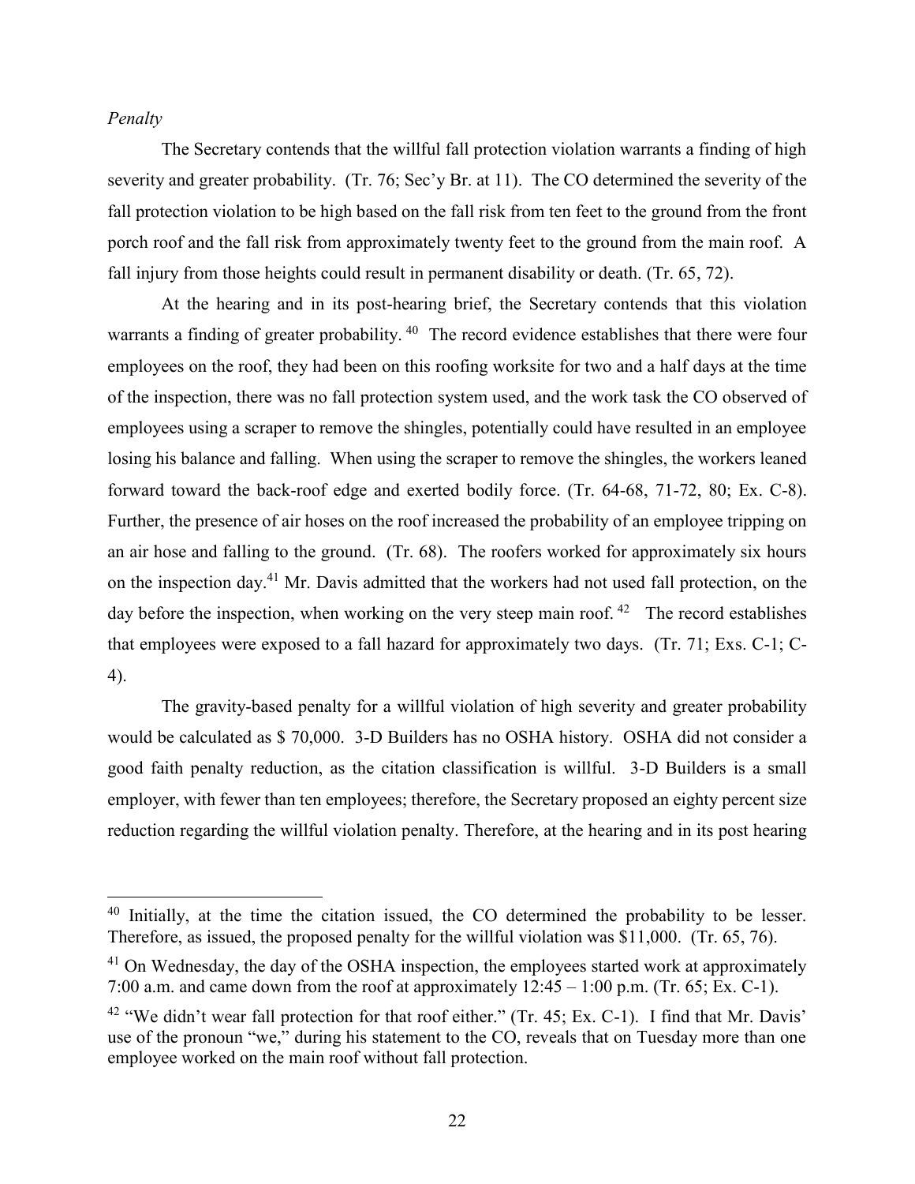*Penalty*

The Secretary contends that the willful fall protection violation warrants a finding of high severity and greater probability. (Tr. 76; Sec'y Br. at 11). The CO determined the severity of the fall protection violation to be high based on the fall risk from ten feet to the ground from the front porch roof and the fall risk from approximately twenty feet to the ground from the main roof. A fall injury from those heights could result in permanent disability or death. (Tr. 65, 72).

At the hearing and in its post-hearing brief, the Secretary contends that this violation warrants a finding of greater probability. [40] The record evidence establishes that there were four employees on the roof, they had been on this roofing worksite for two and a half days at the time of the inspection, there was no fall protection system used, and the work task the CO observed of employees using a scraper to remove the shingles, potentially could have resulted in an employee losing his balance and falling. When using the scraper to remove the shingles, the workers leaned forward toward the back-roof edge and exerted bodily force. (Tr. 64-68, 71-72, 80; Ex. C-8). Further, the presence of air hoses on the roof increased the probability of an employee tripping on an air hose and falling to the ground. (Tr. 68). The roofers worked for approximately six hours on the inspection day.[41] Mr. Davis admitted that the workers had not used fall protection, on the day before the inspection, when working on the very steep main roof. [42] The record establishes that employees were exposed to a fall hazard for approximately two days. (Tr. 71; Exs. C-1; C-4).

The gravity-based penalty for a willful violation of high severity and greater probability would be calculated as $ 70,000. 3-D Builders has no OSHA history. OSHA did not consider a good faith penalty reduction, as the citation classification is willful. 3-D Builders is a small employer, with fewer than ten employees; therefore, the Secretary proposed an eighty percent size reduction regarding the willful violation penalty. Therefore, at the hearing and in its post hearing

---

[40] Initially, at the time the citation issued, the CO determined the probability to be lesser. Therefore, as issued, the proposed penalty for the willful violation was $11,000. (Tr. 65, 76).

[41] On Wednesday, the day of the OSHA inspection, the employees started work at approximately 7:00 a.m. and came down from the roof at approximately 12:45 – 1:00 p.m. (Tr. 65; Ex. C-1).

[42] "We didn't wear fall protection for that roof either." (Tr. 45; Ex. C-1). I find that Mr. Davis' use of the pronoun "we," during his statement to the CO, reveals that on Tuesday more than one employee worked on the main roof without fall protection.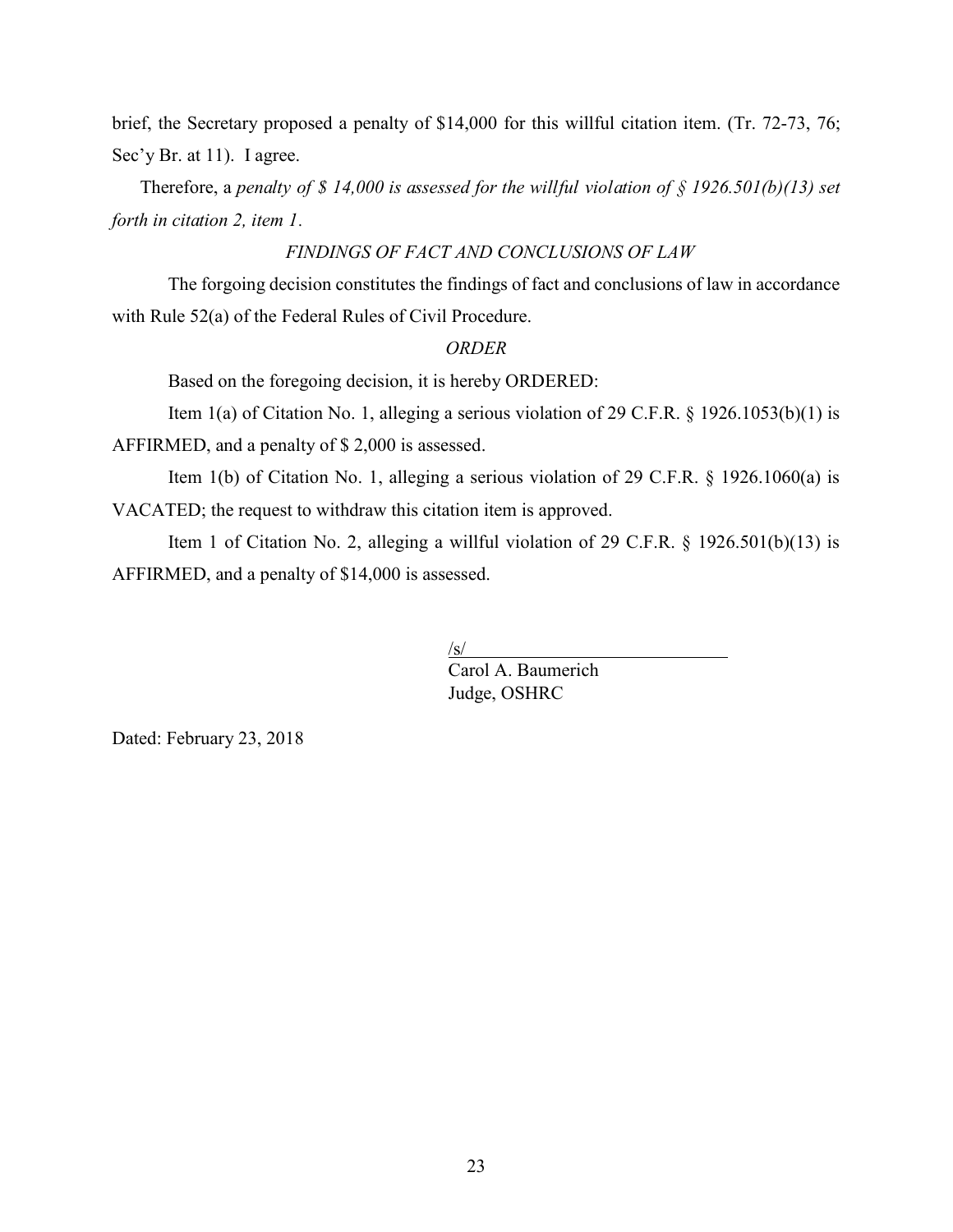brief, the Secretary proposed a penalty of $14,000 for this willful citation item. (Tr. 72-73, 76; Sec'y Br. at 11). I agree.

Therefore, a *penalty of $ 14,000 is assessed for the willful violation of § 1926.501(b)(13) set forth in citation 2, item 1.*

*FINDINGS OF FACT AND CONCLUSIONS OF LAW*

The forgoing decision constitutes the findings of fact and conclusions of law in accordance with Rule 52(a) of the Federal Rules of Civil Procedure.

*ORDER*

Based on the foregoing decision, it is hereby ORDERED:

Item 1(a) of Citation No. 1, alleging a serious violation of 29 C.F.R. § 1926.1053(b)(1) is AFFIRMED, and a penalty of $ 2,000 is assessed.

Item 1(b) of Citation No. 1, alleging a serious violation of 29 C.F.R. § 1926.1060(a) is VACATED; the request to withdraw this citation item is approved.

Item 1 of Citation No. 2, alleging a willful violation of 29 C.F.R. § 1926.501(b)(13) is AFFIRMED, and a penalty of $14,000 is assessed.

/s/
Carol A. Baumerich
Judge, OSHRC

Dated: February 23, 2018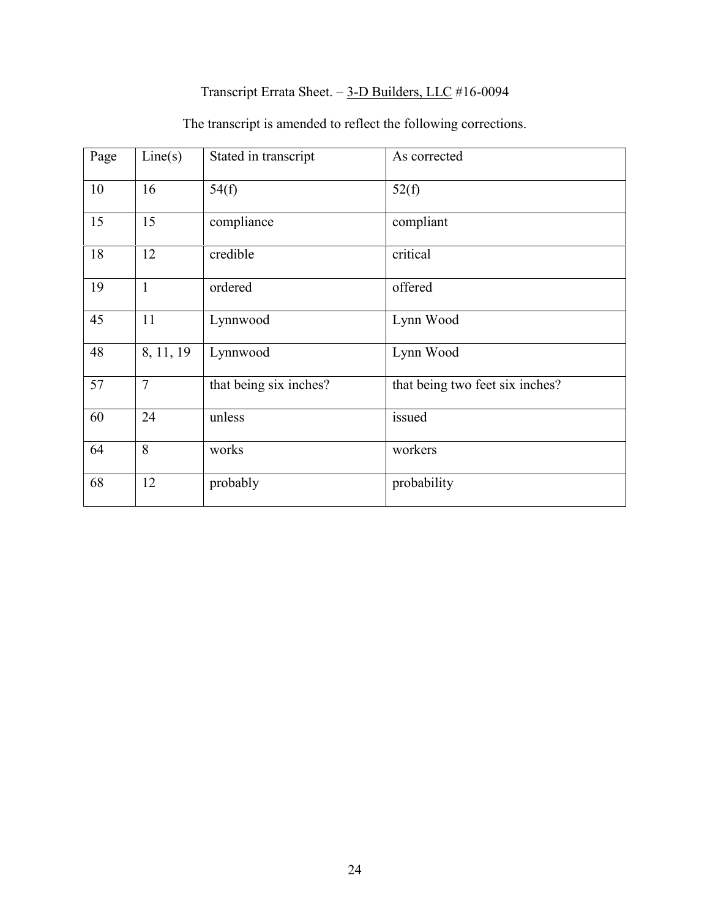Transcript Errata Sheet. – <u>3-D Builders, LLC</u> #16-0094

The transcript is amended to reflect the following corrections.

| Page | Line(s) | Stated in transcript | As corrected |
|---|---|---|---|
| 10 | 16 | 54(f) | 52(f) |
| 15 | 15 | compliance | compliant |
| 18 | 12 | credible | critical |
| 19 | 1 | ordered | offered |
| 45 | 11 | Lynnwood | Lynn Wood |
| 48 | 8, 11, 19 | Lynnwood | Lynn Wood |
| 57 | 7 | that being six inches? | that being two feet six inches? |
| 60 | 24 | unless | issued |
| 64 | 8 | works | workers |
| 68 | 12 | probably | probability |